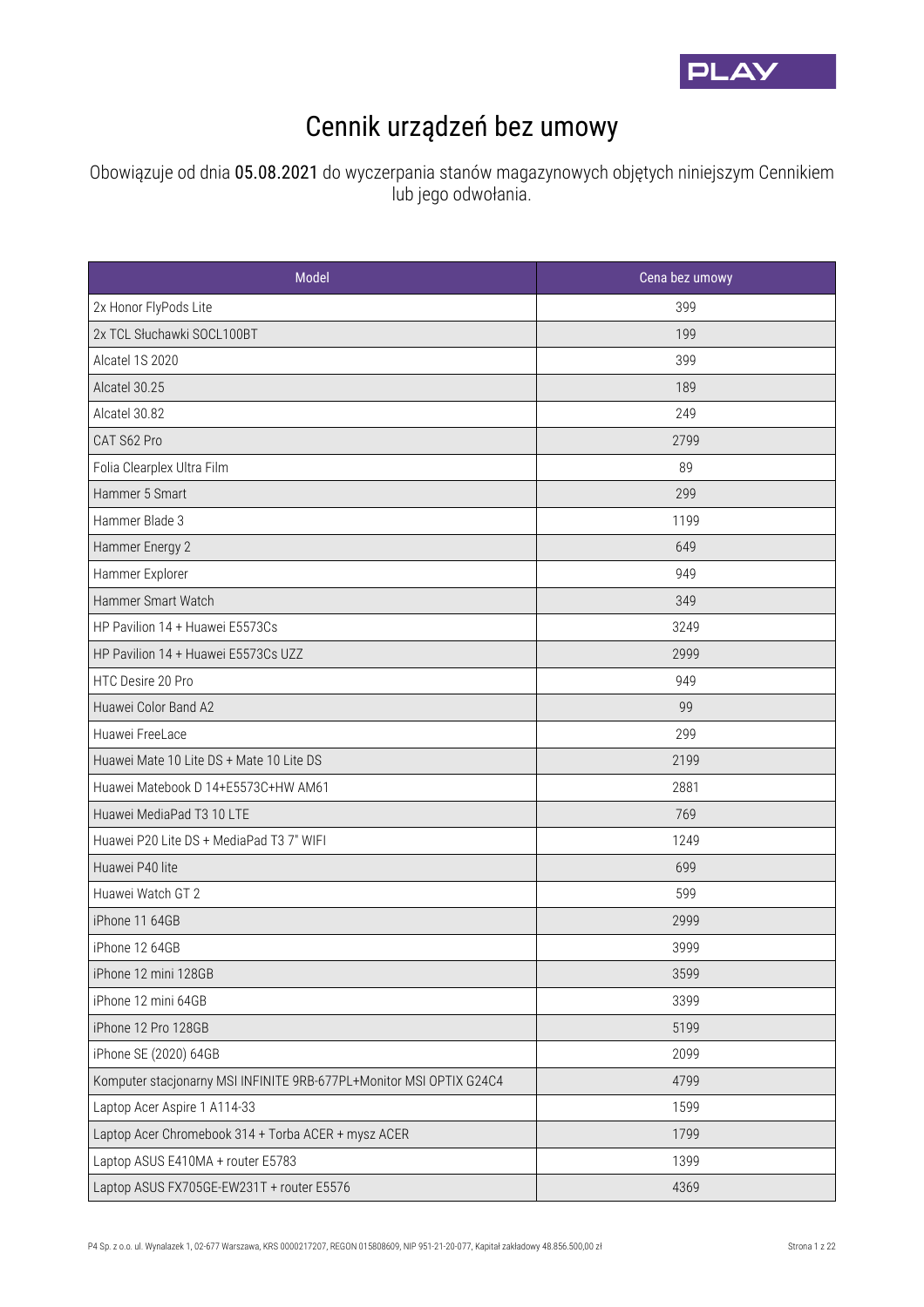# Cennik urządzeń bez umowy

Obowiązuje od dnia 05.08.2021 do wyczerpania stanów magazynowych objętych niniejszym Cennikiem lub jego odwołania.

| Model | Cena bez umowy |
|---|---|
| 2x Honor FlyPods Lite | 399 |
| 2x TCL Słuchawki SOCL100BT | 199 |
| Alcatel 1S 2020 | 399 |
| Alcatel 30.25 | 189 |
| Alcatel 30.82 | 249 |
| CAT S62 Pro | 2799 |
| Folia Clearplex Ultra Film | 89 |
| Hammer 5 Smart | 299 |
| Hammer Blade 3 | 1199 |
| Hammer Energy 2 | 649 |
| Hammer Explorer | 949 |
| Hammer Smart Watch | 349 |
| HP Pavilion 14 + Huawei E5573Cs | 3249 |
| HP Pavilion 14 + Huawei E5573Cs UZZ | 2999 |
| HTC Desire 20 Pro | 949 |
| Huawei Color Band A2 | 99 |
| Huawei FreeLace | 299 |
| Huawei Mate 10 Lite DS + Mate 10 Lite DS | 2199 |
| Huawei Matebook D 14+E5573C+HW AM61 | 2881 |
| Huawei MediaPad T3 10 LTE | 769 |
| Huawei P20 Lite DS + MediaPad T3 7" WIFI | 1249 |
| Huawei P40 lite | 699 |
| Huawei Watch GT 2 | 599 |
| iPhone 11 64GB | 2999 |
| iPhone 12 64GB | 3999 |
| iPhone 12 mini 128GB | 3599 |
| iPhone 12 mini 64GB | 3399 |
| iPhone 12 Pro 128GB | 5199 |
| iPhone SE (2020) 64GB | 2099 |
| Komputer stacjonarny MSI INFINITE 9RB-677PL+Monitor MSI OPTIX G24C4 | 4799 |
| Laptop Acer Aspire 1 A114-33 | 1599 |
| Laptop Acer Chromebook 314 + Torba ACER + mysz ACER | 1799 |
| Laptop ASUS E410MA + router E5783 | 1399 |
| Laptop ASUS FX705GE-EW231T + router E5576 | 4369 |

P4 Sp. z o.o. ul. Wynalazek 1, 02-677 Warszawa, KRS 0000217207, REGON 015808609, NIP 951-21-20-077, Kapitał zakładowy 48.856.500,00 zł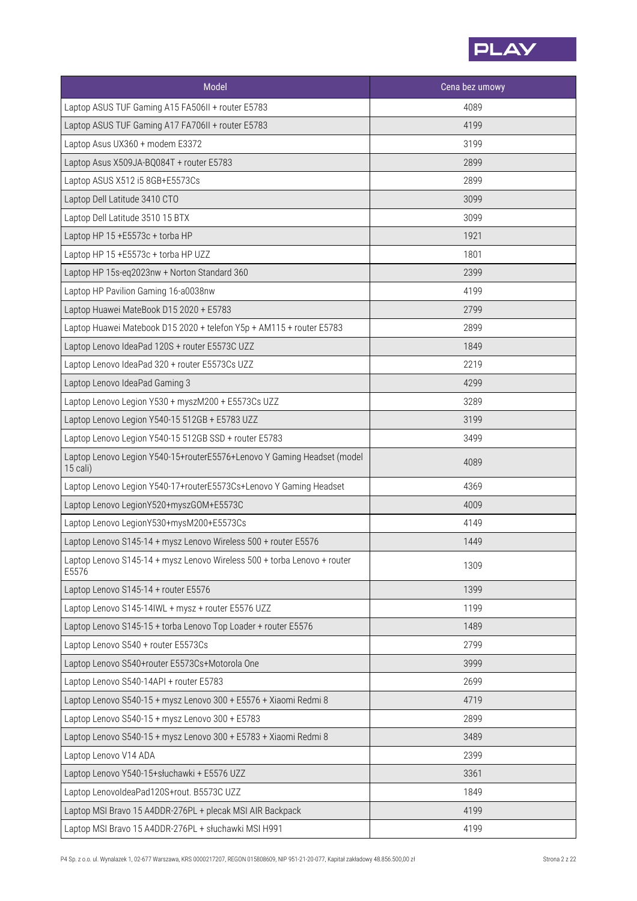| Model | Cena bez umowy |
|---|---|
| Laptop ASUS TUF Gaming A15 FA506II + router E5783 | 4089 |
| Laptop ASUS TUF Gaming A17 FA706II + router E5783 | 4199 |
| Laptop Asus UX360 + modem E3372 | 3199 |
| Laptop Asus X509JA-BQ084T + router E5783 | 2899 |
| Laptop ASUS X512 i5 8GB+E5573Cs | 2899 |
| Laptop Dell Latitude 3410 CTO | 3099 |
| Laptop Dell Latitude 3510 15 BTX | 3099 |
| Laptop HP 15 +E5573c + torba HP | 1921 |
| Laptop HP 15 +E5573c + torba HP UZZ | 1801 |
| Laptop HP 15s-eq2023nw + Norton Standard 360 | 2399 |
| Laptop HP Pavilion Gaming 16-a0038nw | 4199 |
| Laptop Huawei MateBook D15 2020 + E5783 | 2799 |
| Laptop Huawei Matebook D15 2020 + telefon Y5p + AM115 + router E5783 | 2899 |
| Laptop Lenovo IdeaPad 120S + router E5573C UZZ | 1849 |
| Laptop Lenovo IdeaPad 320 + router E5573Cs UZZ | 2219 |
| Laptop Lenovo IdeaPad Gaming 3 | 4299 |
| Laptop Lenovo Legion Y530 + myszM200 + E5573Cs UZZ | 3289 |
| Laptop Lenovo Legion Y540-15 512GB + E5783 UZZ | 3199 |
| Laptop Lenovo Legion Y540-15 512GB SSD + router E5783 | 3499 |
| Laptop Lenovo Legion Y540-15+routerE5576+Lenovo Y Gaming Headset (model 15 cali) | 4089 |
| Laptop Lenovo Legion Y540-17+routerE5573Cs+Lenovo Y Gaming Headset | 4369 |
| Laptop Lenovo LegionY520+myszGOM+E5573C | 4009 |
| Laptop Lenovo LegionY530+mysM200+E5573Cs | 4149 |
| Laptop Lenovo S145-14 + mysz Lenovo Wireless 500 + router E5576 | 1449 |
| Laptop Lenovo S145-14 + mysz Lenovo Wireless 500 + torba Lenovo + router E5576 | 1309 |
| Laptop Lenovo S145-14 + router E5576 | 1399 |
| Laptop Lenovo S145-14IWL + mysz + router E5576 UZZ | 1199 |
| Laptop Lenovo S145-15 + torba Lenovo Top Loader + router E5576 | 1489 |
| Laptop Lenovo S540 + router E5573Cs | 2799 |
| Laptop Lenovo S540+router E5573Cs+Motorola One | 3999 |
| Laptop Lenovo S540-14API + router E5783 | 2699 |
| Laptop Lenovo S540-15 + mysz Lenovo 300 + E5576 + Xiaomi Redmi 8 | 4719 |
| Laptop Lenovo S540-15 + mysz Lenovo 300 + E5783 | 2899 |
| Laptop Lenovo S540-15 + mysz Lenovo 300 + E5783 + Xiaomi Redmi 8 | 3489 |
| Laptop Lenovo V14 ADA | 2399 |
| Laptop Lenovo Y540-15+słuchawki + E5576 UZZ | 3361 |
| Laptop LenovoIdeaPad120S+rout. B5573C UZZ | 1849 |
| Laptop MSI Bravo 15 A4DDR-276PL + plecak MSI AIR Backpack | 4199 |
| Laptop MSI Bravo 15 A4DDR-276PL + słuchawki MSI H991 | 4199 |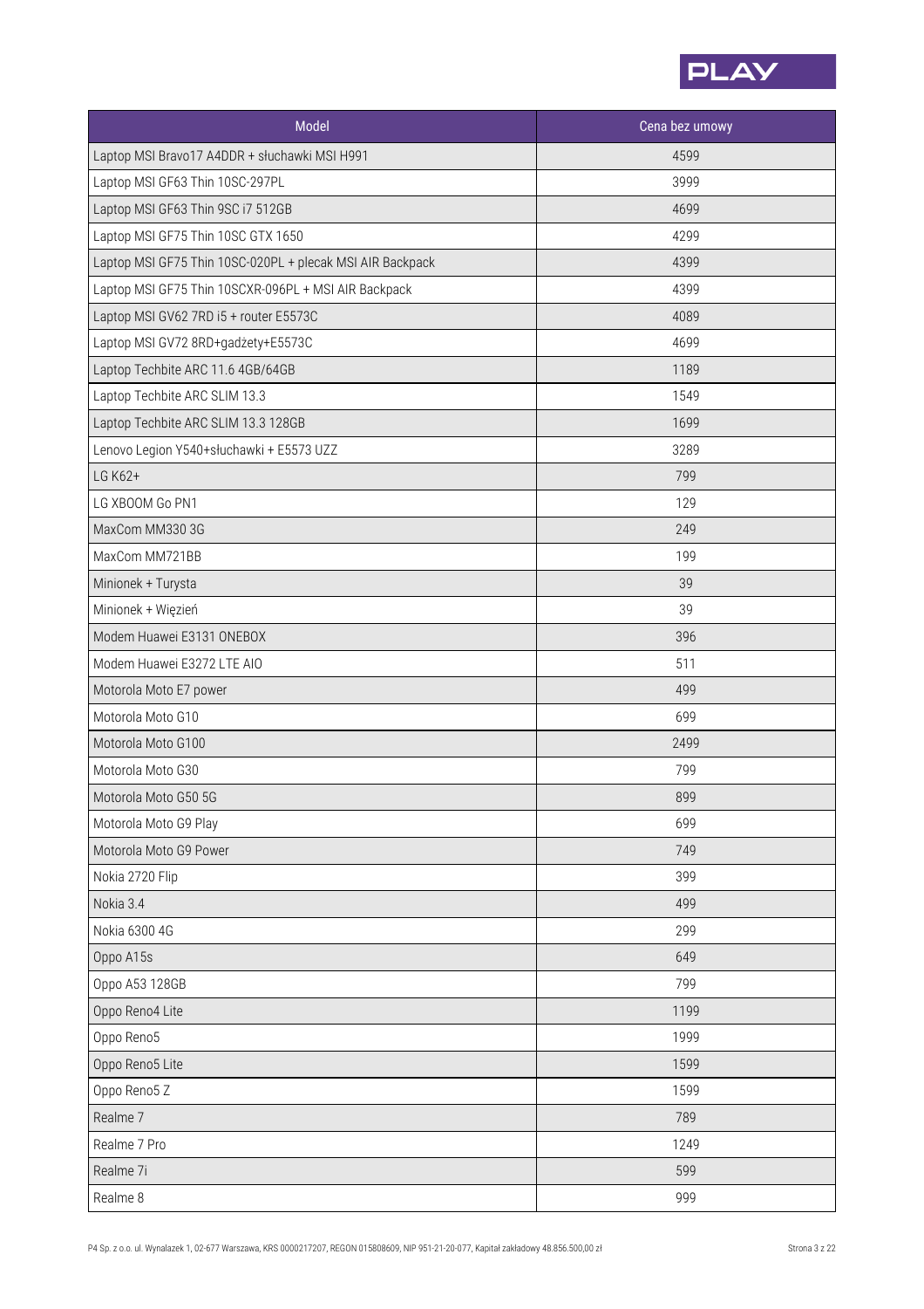| Model | Cena bez umowy |
| --- | --- |
| Laptop MSI Bravo17 A4DDR + słuchawki MSI H991 | 4599 |
| Laptop MSI GF63 Thin 10SC-297PL | 3999 |
| Laptop MSI GF63 Thin 9SC i7 512GB | 4699 |
| Laptop MSI GF75 Thin 10SC GTX 1650 | 4299 |
| Laptop MSI GF75 Thin 10SC-020PL + plecak MSI AIR Backpack | 4399 |
| Laptop MSI GF75 Thin 10SCXR-096PL + MSI AIR Backpack | 4399 |
| Laptop MSI GV62 7RD i5 + router E5573C | 4089 |
| Laptop MSI GV72 8RD+gadżety+E5573C | 4699 |
| Laptop Techbite ARC 11.6 4GB/64GB | 1189 |
| Laptop Techbite ARC SLIM 13.3 | 1549 |
| Laptop Techbite ARC SLIM 13.3 128GB | 1699 |
| Lenovo Legion Y540+słuchawki + E5573 UZZ | 3289 |
| LG K62+ | 799 |
| LG XBOOM Go PN1 | 129 |
| MaxCom MM330 3G | 249 |
| MaxCom MM721BB | 199 |
| Minionek + Turysta | 39 |
| Minionek + Więzień | 39 |
| Modem Huawei E3131 ONEBOX | 396 |
| Modem Huawei E3272 LTE AIO | 511 |
| Motorola Moto E7 power | 499 |
| Motorola Moto G10 | 699 |
| Motorola Moto G100 | 2499 |
| Motorola Moto G30 | 799 |
| Motorola Moto G50 5G | 899 |
| Motorola Moto G9 Play | 699 |
| Motorola Moto G9 Power | 749 |
| Nokia 2720 Flip | 399 |
| Nokia 3.4 | 499 |
| Nokia 6300 4G | 299 |
| Oppo A15s | 649 |
| Oppo A53 128GB | 799 |
| Oppo Reno4 Lite | 1199 |
| Oppo Reno5 | 1999 |
| Oppo Reno5 Lite | 1599 |
| Oppo Reno5 Z | 1599 |
| Realme 7 | 789 |
| Realme 7 Pro | 1249 |
| Realme 7i | 599 |
| Realme 8 | 999 |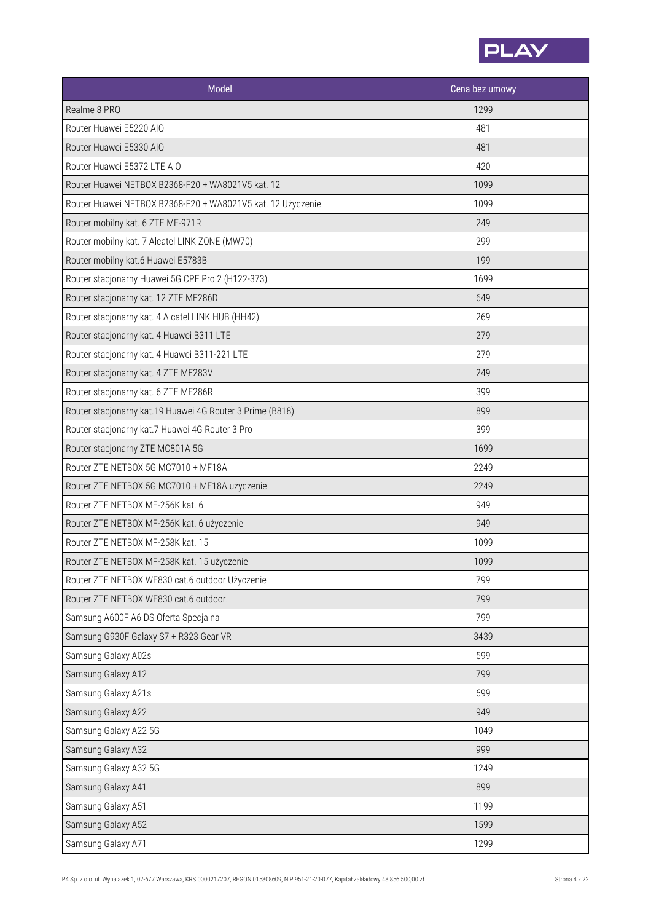| Model | Cena bez umowy |
|---|---|
| Realme 8 PRO | 1299 |
| Router Huawei E5220 AIO | 481 |
| Router Huawei E5330 AIO | 481 |
| Router Huawei E5372 LTE AIO | 420 |
| Router Huawei NETBOX B2368-F20 + WA8021V5 kat. 12 | 1099 |
| Router Huawei NETBOX B2368-F20 + WA8021V5 kat. 12 Użyczenie | 1099 |
| Router mobilny kat. 6 ZTE MF-971R | 249 |
| Router mobilny kat. 7 Alcatel LINK ZONE (MW70) | 299 |
| Router mobilny kat.6 Huawei E5783B | 199 |
| Router stacjonarny Huawei 5G CPE Pro 2 (H122-373) | 1699 |
| Router stacjonarny kat. 12 ZTE MF286D | 649 |
| Router stacjonarny kat. 4 Alcatel LINK HUB (HH42) | 269 |
| Router stacjonarny kat. 4 Huawei B311 LTE | 279 |
| Router stacjonarny kat. 4 Huawei B311-221 LTE | 279 |
| Router stacjonarny kat. 4 ZTE MF283V | 249 |
| Router stacjonarny kat. 6 ZTE MF286R | 399 |
| Router stacjonarny kat.19 Huawei 4G Router 3 Prime (B818) | 899 |
| Router stacjonarny kat.7 Huawei 4G Router 3 Pro | 399 |
| Router stacjonarny ZTE MC801A 5G | 1699 |
| Router ZTE NETBOX 5G MC7010 + MF18A | 2249 |
| Router ZTE NETBOX 5G MC7010 + MF18A użyczenie | 2249 |
| Router ZTE NETBOX MF-256K kat. 6 | 949 |
| Router ZTE NETBOX MF-256K kat. 6 użyczenie | 949 |
| Router ZTE NETBOX MF-258K kat. 15 | 1099 |
| Router ZTE NETBOX MF-258K kat. 15 użyczenie | 1099 |
| Router ZTE NETBOX WF830 cat.6 outdoor Użyczenie | 799 |
| Router ZTE NETBOX WF830 cat.6 outdoor. | 799 |
| Samsung A600F A6 DS Oferta Specjalna | 799 |
| Samsung G930F Galaxy S7 + R323 Gear VR | 3439 |
| Samsung Galaxy A02s | 599 |
| Samsung Galaxy A12 | 799 |
| Samsung Galaxy A21s | 699 |
| Samsung Galaxy A22 | 949 |
| Samsung Galaxy A22 5G | 1049 |
| Samsung Galaxy A32 | 999 |
| Samsung Galaxy A32 5G | 1249 |
| Samsung Galaxy A41 | 899 |
| Samsung Galaxy A51 | 1199 |
| Samsung Galaxy A52 | 1599 |
| Samsung Galaxy A71 | 1299 |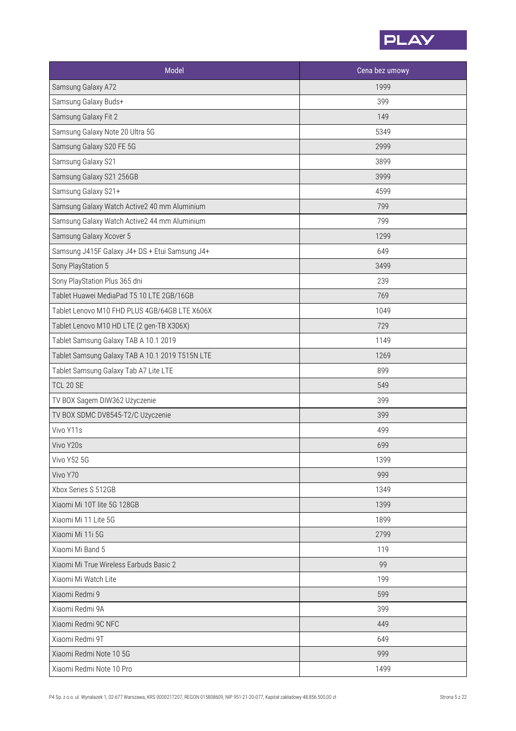| Model | Cena bez umowy |
|---|---|
| Samsung Galaxy A72 | 1999 |
| Samsung Galaxy Buds+ | 399 |
| Samsung Galaxy Fit 2 | 149 |
| Samsung Galaxy Note 20 Ultra 5G | 5349 |
| Samsung Galaxy S20 FE 5G | 2999 |
| Samsung Galaxy S21 | 3899 |
| Samsung Galaxy S21 256GB | 3999 |
| Samsung Galaxy S21+ | 4599 |
| Samsung Galaxy Watch Active2 40 mm Aluminium | 799 |
| Samsung Galaxy Watch Active2 44 mm Aluminium | 799 |
| Samsung Galaxy Xcover 5 | 1299 |
| Samsung J415F Galaxy J4+ DS + Etui Samsung J4+ | 649 |
| Sony PlayStation 5 | 3499 |
| Sony PlayStation Plus 365 dni | 239 |
| Tablet Huawei MediaPad T5 10 LTE 2GB/16GB | 769 |
| Tablet Lenovo M10 FHD PLUS 4GB/64GB LTE X606X | 1049 |
| Tablet Lenovo M10 HD LTE (2 gen-TB X306X) | 729 |
| Tablet Samsung Galaxy TAB A 10.1 2019 | 1149 |
| Tablet Samsung Galaxy TAB A 10.1 2019 T515N LTE | 1269 |
| Tablet Samsung Galaxy Tab A7 Lite LTE | 899 |
| TCL 20 SE | 549 |
| TV BOX Sagem DIW362 Użyczenie | 399 |
| TV BOX SDMC DV8545-T2/C Użyczenie | 399 |
| Vivo Y11s | 499 |
| Vivo Y20s | 699 |
| Vivo Y52 5G | 1399 |
| Vivo Y70 | 999 |
| Xbox Series S 512GB | 1349 |
| Xiaomi Mi 10T lite 5G 128GB | 1399 |
| Xiaomi Mi 11 Lite 5G | 1899 |
| Xiaomi Mi 11i 5G | 2799 |
| Xiaomi Mi Band 5 | 119 |
| Xiaomi Mi True Wireless Earbuds Basic 2 | 99 |
| Xiaomi Mi Watch Lite | 199 |
| Xiaomi Redmi 9 | 599 |
| Xiaomi Redmi 9A | 399 |
| Xiaomi Redmi 9C NFC | 449 |
| Xiaomi Redmi 9T | 649 |
| Xiaomi Redmi Note 10 5G | 999 |
| Xiaomi Redmi Note 10 Pro | 1499 |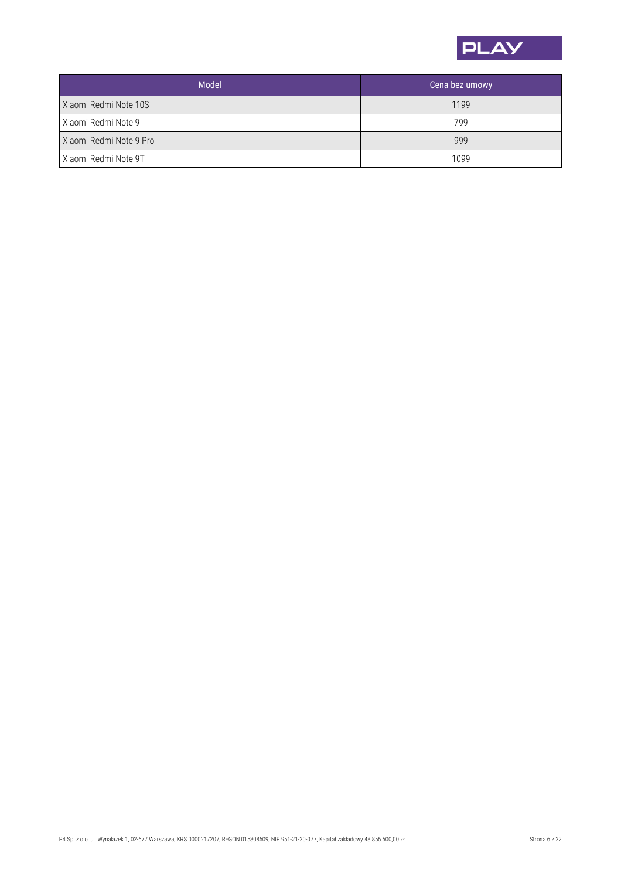| Model | Cena bez umowy |
| --- | --- |
| Xiaomi Redmi Note 10S | 1199 |
| Xiaomi Redmi Note 9 | 799 |
| Xiaomi Redmi Note 9 Pro | 999 |
| Xiaomi Redmi Note 9T | 1099 |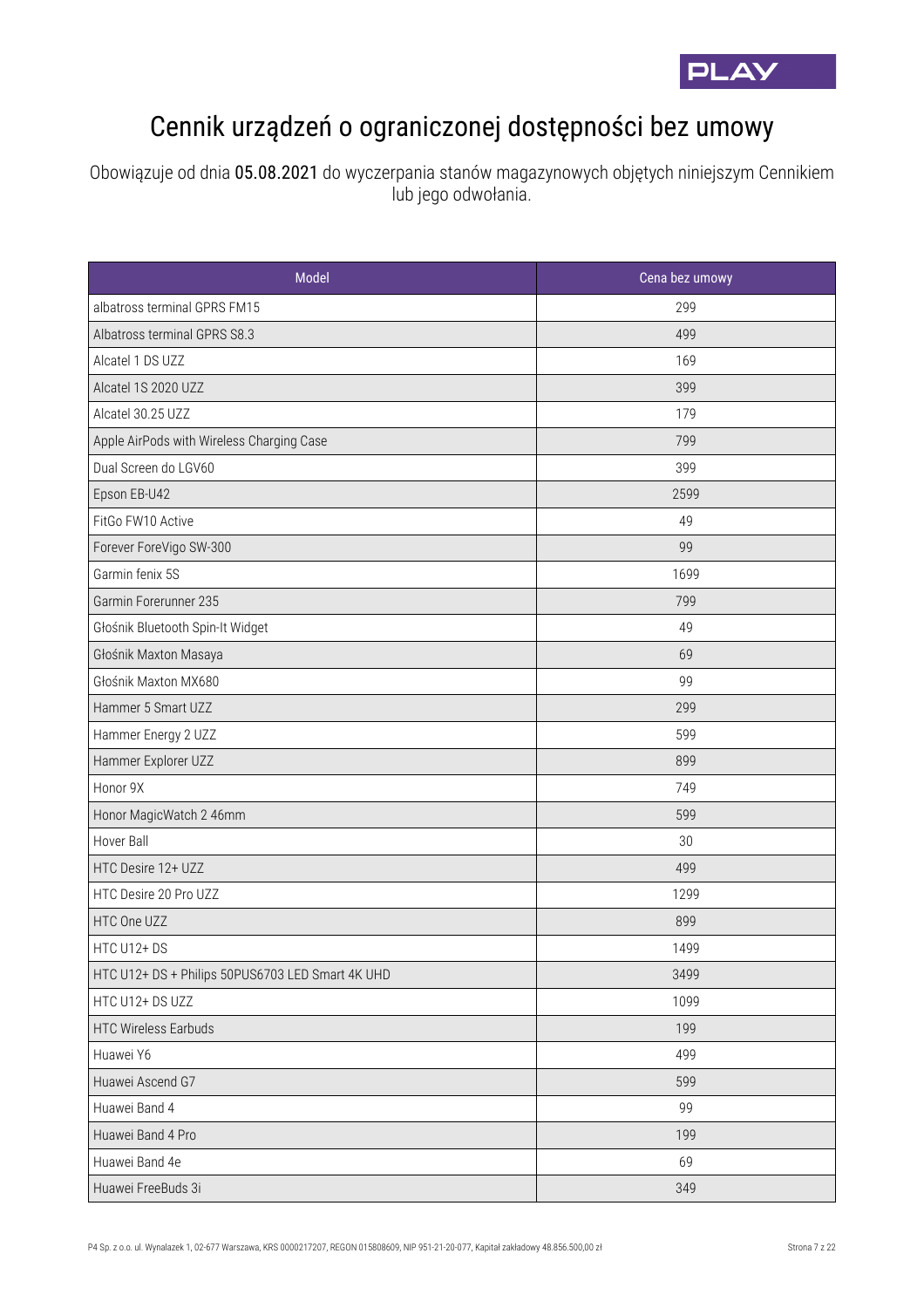# Cennik urządzeń o ograniczonej dostępności bez umowy

Obowiązuje od dnia 05.08.2021 do wyczerpania stanów magazynowych objętych niniejszym Cennikiem lub jego odwołania.

| Model | Cena bez umowy |
|---|---|
| albatross terminal GPRS FM15 | 299 |
| Albatross terminal GPRS S8.3 | 499 |
| Alcatel 1 DS UZZ | 169 |
| Alcatel 1S 2020 UZZ | 399 |
| Alcatel 30.25 UZZ | 179 |
| Apple AirPods with Wireless Charging Case | 799 |
| Dual Screen do LGV60 | 399 |
| Epson EB-U42 | 2599 |
| FitGo FW10 Active | 49 |
| Forever ForeVigo SW-300 | 99 |
| Garmin fenix 5S | 1699 |
| Garmin Forerunner 235 | 799 |
| Głośnik Bluetooth Spin-It Widget | 49 |
| Głośnik Maxton Masaya | 69 |
| Głośnik Maxton MX680 | 99 |
| Hammer 5 Smart UZZ | 299 |
| Hammer Energy 2 UZZ | 599 |
| Hammer Explorer UZZ | 899 |
| Honor 9X | 749 |
| Honor MagicWatch 2 46mm | 599 |
| Hover Ball | 30 |
| HTC Desire 12+ UZZ | 499 |
| HTC Desire 20 Pro UZZ | 1299 |
| HTC One UZZ | 899 |
| HTC U12+ DS | 1499 |
| HTC U12+ DS + Philips 50PUS6703 LED Smart 4K UHD | 3499 |
| HTC U12+ DS UZZ | 1099 |
| HTC Wireless Earbuds | 199 |
| Huawei Y6 | 499 |
| Huawei Ascend G7 | 599 |
| Huawei Band 4 | 99 |
| Huawei Band 4 Pro | 199 |
| Huawei Band 4e | 69 |
| Huawei FreeBuds 3i | 349 |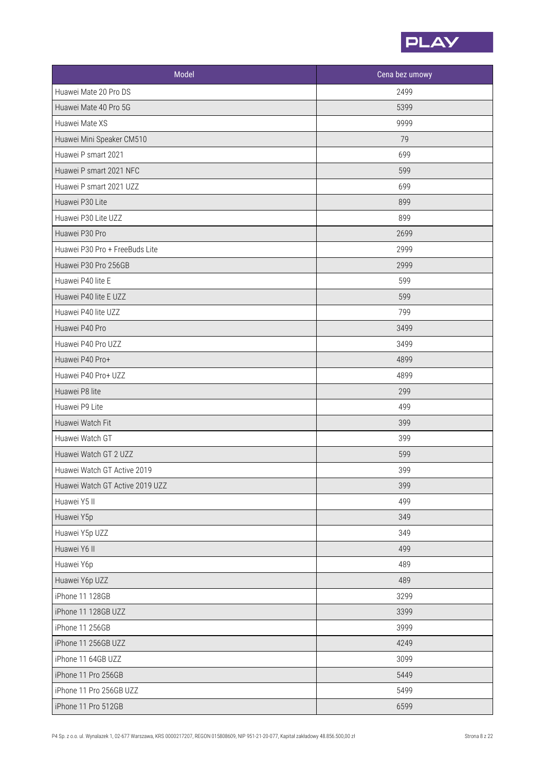| Model | Cena bez umowy |
| --- | --- |
| Huawei Mate 20 Pro DS | 2499 |
| Huawei Mate 40 Pro 5G | 5399 |
| Huawei Mate XS | 9999 |
| Huawei Mini Speaker CM510 | 79 |
| Huawei P smart 2021 | 699 |
| Huawei P smart 2021 NFC | 599 |
| Huawei P smart 2021 UZZ | 699 |
| Huawei P30 Lite | 899 |
| Huawei P30 Lite UZZ | 899 |
| Huawei P30 Pro | 2699 |
| Huawei P30 Pro + FreeBuds Lite | 2999 |
| Huawei P30 Pro 256GB | 2999 |
| Huawei P40 lite E | 599 |
| Huawei P40 lite E UZZ | 599 |
| Huawei P40 lite UZZ | 799 |
| Huawei P40 Pro | 3499 |
| Huawei P40 Pro UZZ | 3499 |
| Huawei P40 Pro+ | 4899 |
| Huawei P40 Pro+ UZZ | 4899 |
| Huawei P8 lite | 299 |
| Huawei P9 Lite | 499 |
| Huawei Watch Fit | 399 |
| Huawei Watch GT | 399 |
| Huawei Watch GT 2 UZZ | 599 |
| Huawei Watch GT Active 2019 | 399 |
| Huawei Watch GT Active 2019 UZZ | 399 |
| Huawei Y5 II | 499 |
| Huawei Y5p | 349 |
| Huawei Y5p UZZ | 349 |
| Huawei Y6 II | 499 |
| Huawei Y6p | 489 |
| Huawei Y6p UZZ | 489 |
| iPhone 11 128GB | 3299 |
| iPhone 11 128GB UZZ | 3399 |
| iPhone 11 256GB | 3999 |
| iPhone 11 256GB UZZ | 4249 |
| iPhone 11 64GB UZZ | 3099 |
| iPhone 11 Pro 256GB | 5449 |
| iPhone 11 Pro 256GB UZZ | 5499 |
| iPhone 11 Pro 512GB | 6599 |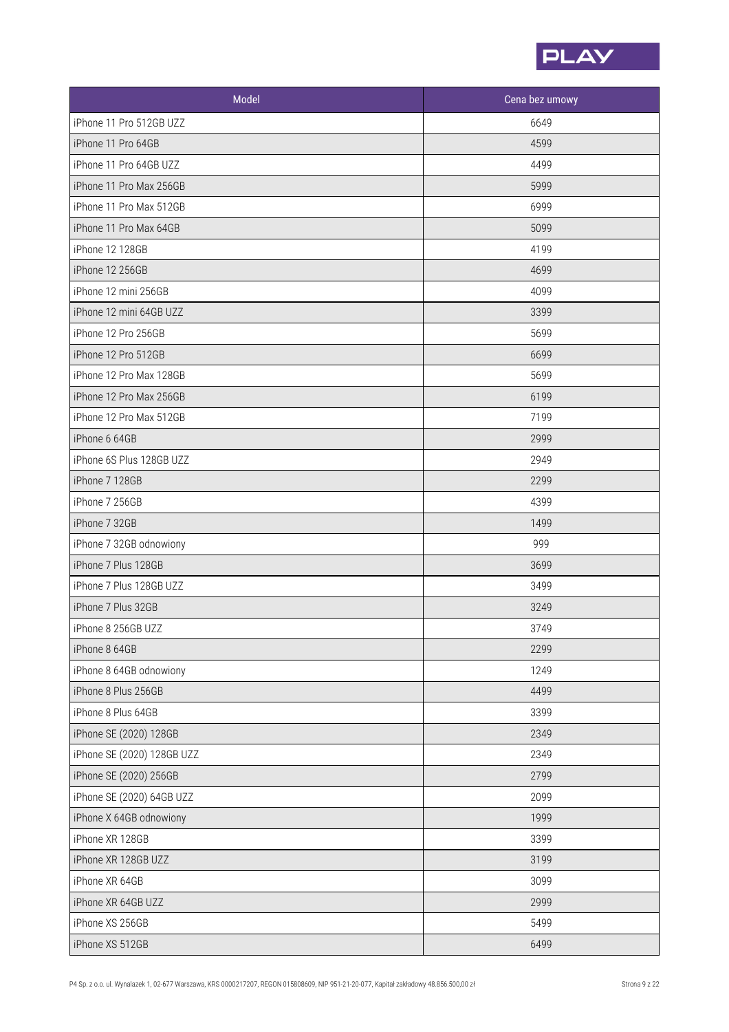| Model | Cena bez umowy |
|---|---|
| iPhone 11 Pro 512GB UZZ | 6649 |
| iPhone 11 Pro 64GB | 4599 |
| iPhone 11 Pro 64GB UZZ | 4499 |
| iPhone 11 Pro Max 256GB | 5999 |
| iPhone 11 Pro Max 512GB | 6999 |
| iPhone 11 Pro Max 64GB | 5099 |
| iPhone 12 128GB | 4199 |
| iPhone 12 256GB | 4699 |
| iPhone 12 mini 256GB | 4099 |
| iPhone 12 mini 64GB UZZ | 3399 |
| iPhone 12 Pro 256GB | 5699 |
| iPhone 12 Pro 512GB | 6699 |
| iPhone 12 Pro Max 128GB | 5699 |
| iPhone 12 Pro Max 256GB | 6199 |
| iPhone 12 Pro Max 512GB | 7199 |
| iPhone 6 64GB | 2999 |
| iPhone 6S Plus 128GB UZZ | 2949 |
| iPhone 7 128GB | 2299 |
| iPhone 7 256GB | 4399 |
| iPhone 7 32GB | 1499 |
| iPhone 7 32GB odnowiony | 999 |
| iPhone 7 Plus 128GB | 3699 |
| iPhone 7 Plus 128GB UZZ | 3499 |
| iPhone 7 Plus 32GB | 3249 |
| iPhone 8 256GB UZZ | 3749 |
| iPhone 8 64GB | 2299 |
| iPhone 8 64GB odnowiony | 1249 |
| iPhone 8 Plus 256GB | 4499 |
| iPhone 8 Plus 64GB | 3399 |
| iPhone SE (2020) 128GB | 2349 |
| iPhone SE (2020) 128GB UZZ | 2349 |
| iPhone SE (2020) 256GB | 2799 |
| iPhone SE (2020) 64GB UZZ | 2099 |
| iPhone X 64GB odnowiony | 1999 |
| iPhone XR 128GB | 3399 |
| iPhone XR 128GB UZZ | 3199 |
| iPhone XR 64GB | 3099 |
| iPhone XR 64GB UZZ | 2999 |
| iPhone XS 256GB | 5499 |
| iPhone XS 512GB | 6499 |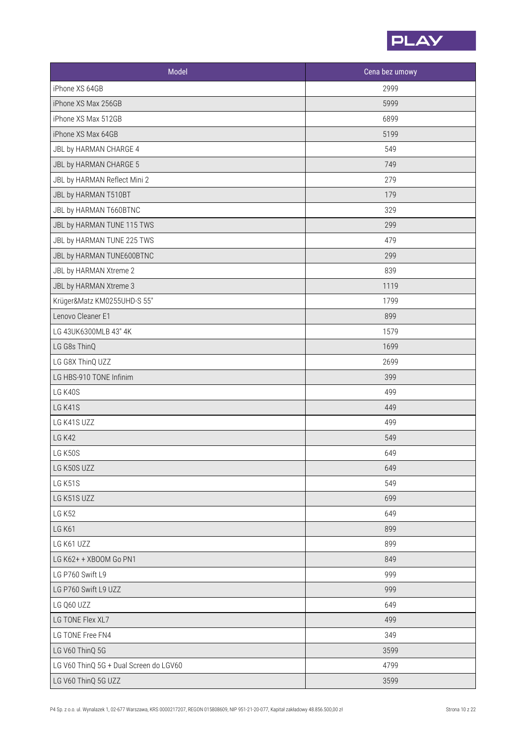| Model | Cena bez umowy |
| --- | --- |
| iPhone XS 64GB | 2999 |
| iPhone XS Max 256GB | 5999 |
| iPhone XS Max 512GB | 6899 |
| iPhone XS Max 64GB | 5199 |
| JBL by HARMAN CHARGE 4 | 549 |
| JBL by HARMAN CHARGE 5 | 749 |
| JBL by HARMAN Reflect Mini 2 | 279 |
| JBL by HARMAN T510BT | 179 |
| JBL by HARMAN T660BTNC | 329 |
| JBL by HARMAN TUNE 115 TWS | 299 |
| JBL by HARMAN TUNE 225 TWS | 479 |
| JBL by HARMAN TUNE600BTNC | 299 |
| JBL by HARMAN Xtreme 2 | 839 |
| JBL by HARMAN Xtreme 3 | 1119 |
| Krüger&Matz KM0255UHD-S 55" | 1799 |
| Lenovo Cleaner E1 | 899 |
| LG 43UK6300MLB 43" 4K | 1579 |
| LG G8s ThinQ | 1699 |
| LG G8X ThinQ UZZ | 2699 |
| LG HBS-910 TONE Infinim | 399 |
| LG K40S | 499 |
| LG K41S | 449 |
| LG K41S UZZ | 499 |
| LG K42 | 549 |
| LG K50S | 649 |
| LG K50S UZZ | 649 |
| LG K51S | 549 |
| LG K51S UZZ | 699 |
| LG K52 | 649 |
| LG K61 | 899 |
| LG K61 UZZ | 899 |
| LG K62+ + XBOOM Go PN1 | 849 |
| LG P760 Swift L9 | 999 |
| LG P760 Swift L9 UZZ | 999 |
| LG Q60 UZZ | 649 |
| LG TONE Flex XL7 | 499 |
| LG TONE Free FN4 | 349 |
| LG V60 ThinQ 5G | 3599 |
| LG V60 ThinQ 5G + Dual Screen do LGV60 | 4799 |
| LG V60 ThinQ 5G UZZ | 3599 |

P4 Sp. z o.o. ul. Wynalazek 1, 02-677 Warszawa, KRS 0000217207, REGON 015808609, NIP 951-21-20-077, Kapitał zakładowy 48.856.500,00 zł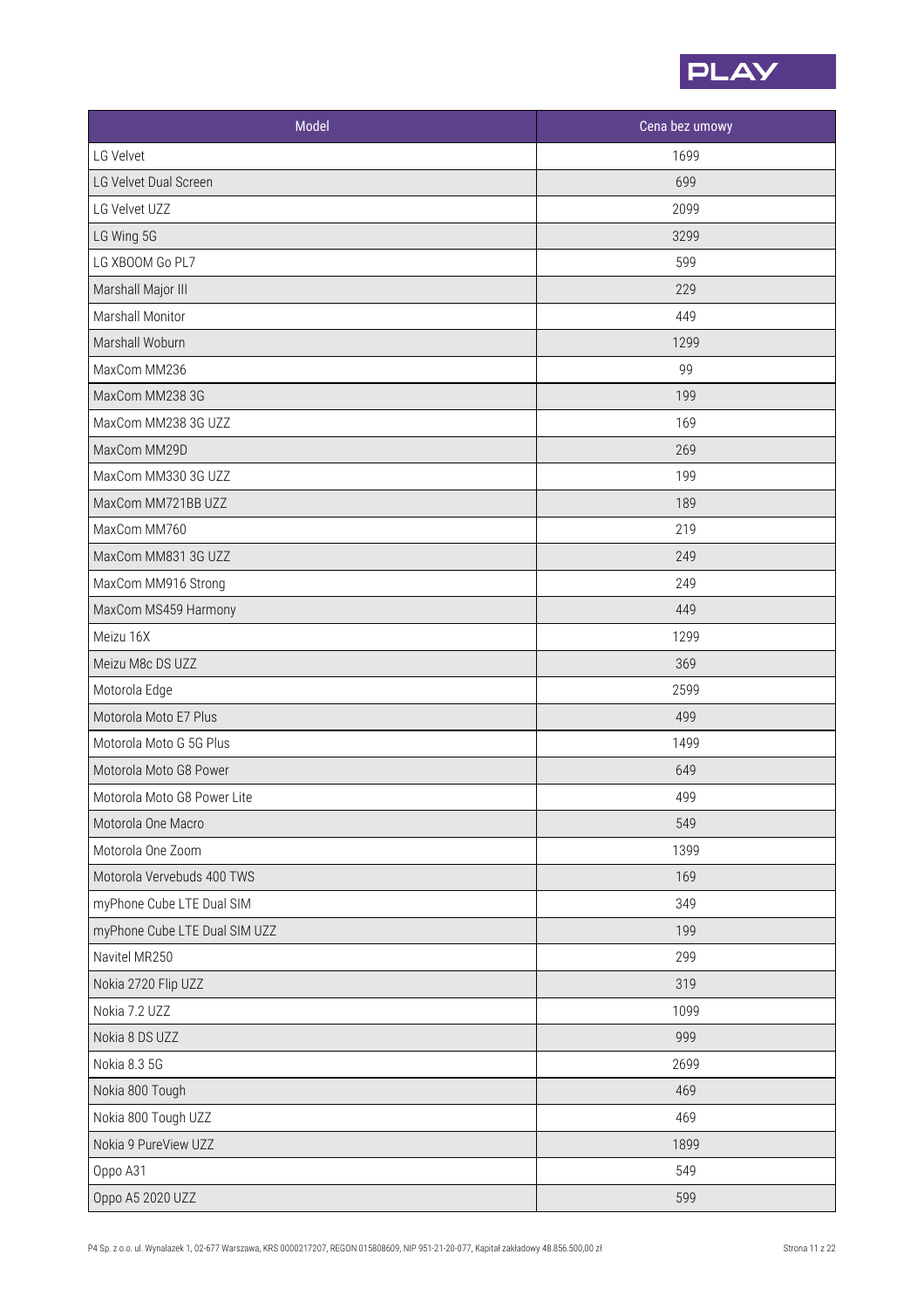| Model | Cena bez umowy |
|---|---|
| LG Velvet | 1699 |
| LG Velvet Dual Screen | 699 |
| LG Velvet UZZ | 2099 |
| LG Wing 5G | 3299 |
| LG XBOOM Go PL7 | 599 |
| Marshall Major III | 229 |
| Marshall Monitor | 449 |
| Marshall Woburn | 1299 |
| MaxCom MM236 | 99 |
| MaxCom MM238 3G | 199 |
| MaxCom MM238 3G UZZ | 169 |
| MaxCom MM29D | 269 |
| MaxCom MM330 3G UZZ | 199 |
| MaxCom MM721BB UZZ | 189 |
| MaxCom MM760 | 219 |
| MaxCom MM831 3G UZZ | 249 |
| MaxCom MM916 Strong | 249 |
| MaxCom MS459 Harmony | 449 |
| Meizu 16X | 1299 |
| Meizu M8c DS UZZ | 369 |
| Motorola Edge | 2599 |
| Motorola Moto E7 Plus | 499 |
| Motorola Moto G 5G Plus | 1499 |
| Motorola Moto G8 Power | 649 |
| Motorola Moto G8 Power Lite | 499 |
| Motorola One Macro | 549 |
| Motorola One Zoom | 1399 |
| Motorola Vervebuds 400 TWS | 169 |
| myPhone Cube LTE Dual SIM | 349 |
| myPhone Cube LTE Dual SIM UZZ | 199 |
| Navitel MR250 | 299 |
| Nokia 2720 Flip UZZ | 319 |
| Nokia 7.2 UZZ | 1099 |
| Nokia 8 DS UZZ | 999 |
| Nokia 8.3 5G | 2699 |
| Nokia 800 Tough | 469 |
| Nokia 800 Tough UZZ | 469 |
| Nokia 9 PureView UZZ | 1899 |
| Oppo A31 | 549 |
| Oppo A5 2020 UZZ | 599 |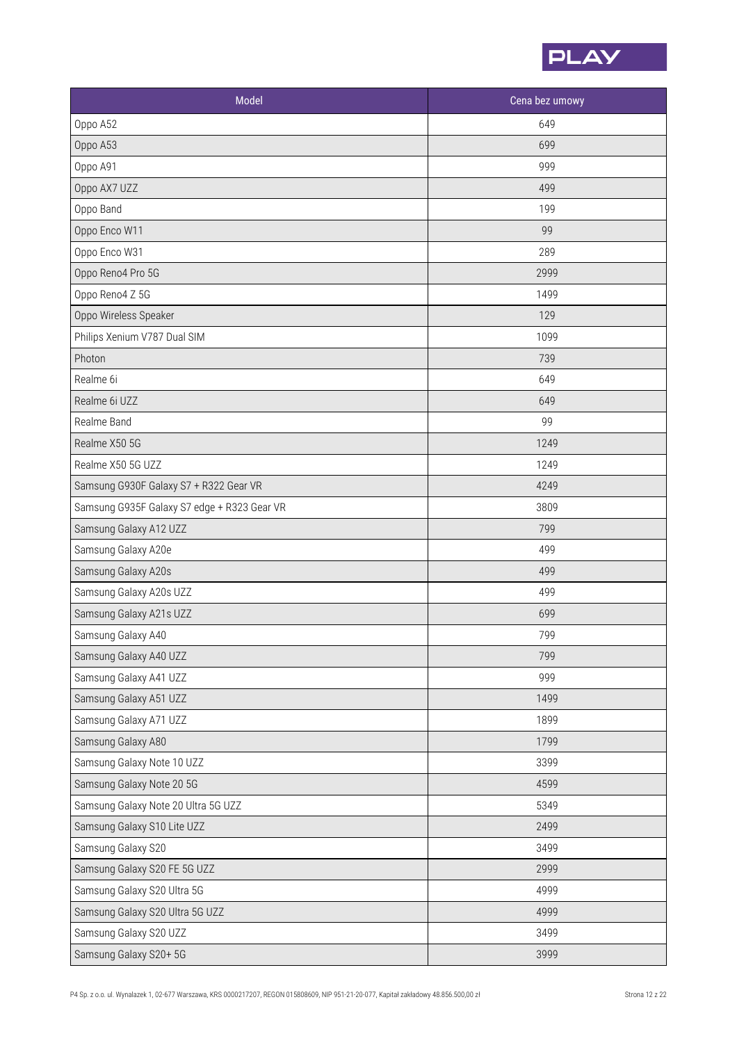| Model | Cena bez umowy |
| --- | --- |
| Oppo A52 | 649 |
| Oppo A53 | 699 |
| Oppo A91 | 999 |
| Oppo AX7 UZZ | 499 |
| Oppo Band | 199 |
| Oppo Enco W11 | 99 |
| Oppo Enco W31 | 289 |
| Oppo Reno4 Pro 5G | 2999 |
| Oppo Reno4 Z 5G | 1499 |
| Oppo Wireless Speaker | 129 |
| Philips Xenium V787 Dual SIM | 1099 |
| Photon | 739 |
| Realme 6i | 649 |
| Realme 6i UZZ | 649 |
| Realme Band | 99 |
| Realme X50 5G | 1249 |
| Realme X50 5G UZZ | 1249 |
| Samsung G930F Galaxy S7 + R322 Gear VR | 4249 |
| Samsung G935F Galaxy S7 edge + R323 Gear VR | 3809 |
| Samsung Galaxy A12 UZZ | 799 |
| Samsung Galaxy A20e | 499 |
| Samsung Galaxy A20s | 499 |
| Samsung Galaxy A20s UZZ | 499 |
| Samsung Galaxy A21s UZZ | 699 |
| Samsung Galaxy A40 | 799 |
| Samsung Galaxy A40 UZZ | 799 |
| Samsung Galaxy A41 UZZ | 999 |
| Samsung Galaxy A51 UZZ | 1499 |
| Samsung Galaxy A71 UZZ | 1899 |
| Samsung Galaxy A80 | 1799 |
| Samsung Galaxy Note 10 UZZ | 3399 |
| Samsung Galaxy Note 20 5G | 4599 |
| Samsung Galaxy Note 20 Ultra 5G UZZ | 5349 |
| Samsung Galaxy S10 Lite UZZ | 2499 |
| Samsung Galaxy S20 | 3499 |
| Samsung Galaxy S20 FE 5G UZZ | 2999 |
| Samsung Galaxy S20 Ultra 5G | 4999 |
| Samsung Galaxy S20 Ultra 5G UZZ | 4999 |
| Samsung Galaxy S20 UZZ | 3499 |
| Samsung Galaxy S20+ 5G | 3999 |

P4 Sp. z o.o. ul. Wynalazek 1, 02-677 Warszawa, KRS 0000217207, REGON 015808609, NIP 951-21-20-077, Kapitał zakładowy 48.856.500,00 zł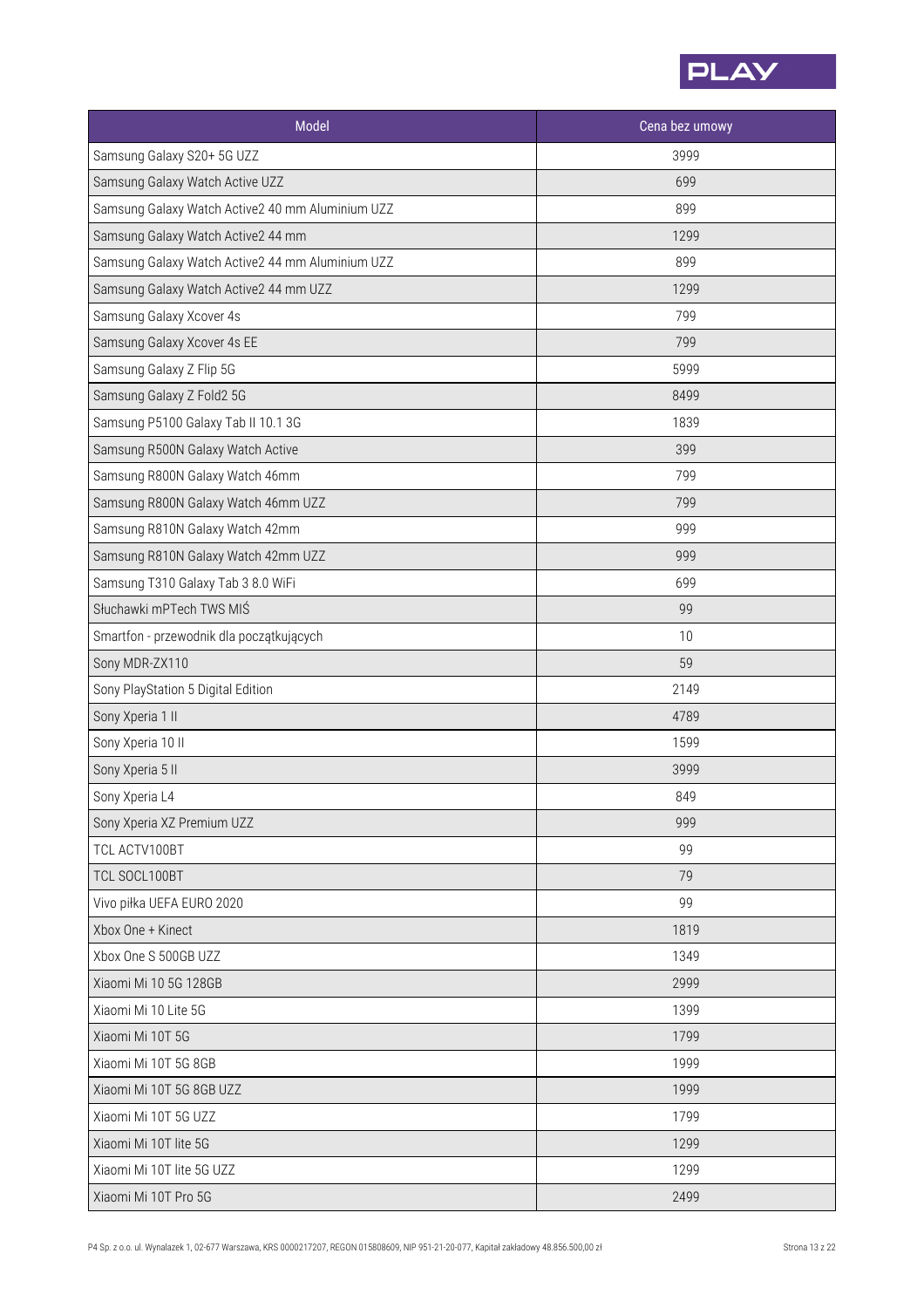| Model | Cena bez umowy |
| --- | --- |
| Samsung Galaxy S20+ 5G UZZ | 3999 |
| Samsung Galaxy Watch Active UZZ | 699 |
| Samsung Galaxy Watch Active2 40 mm Aluminium UZZ | 899 |
| Samsung Galaxy Watch Active2 44 mm | 1299 |
| Samsung Galaxy Watch Active2 44 mm Aluminium UZZ | 899 |
| Samsung Galaxy Watch Active2 44 mm UZZ | 1299 |
| Samsung Galaxy Xcover 4s | 799 |
| Samsung Galaxy Xcover 4s EE | 799 |
| Samsung Galaxy Z Flip 5G | 5999 |
| Samsung Galaxy Z Fold2 5G | 8499 |
| Samsung P5100 Galaxy Tab II 10.1 3G | 1839 |
| Samsung R500N Galaxy Watch Active | 399 |
| Samsung R800N Galaxy Watch 46mm | 799 |
| Samsung R800N Galaxy Watch 46mm UZZ | 799 |
| Samsung R810N Galaxy Watch 42mm | 999 |
| Samsung R810N Galaxy Watch 42mm UZZ | 999 |
| Samsung T310 Galaxy Tab 3 8.0 WiFi | 699 |
| Słuchawki mPTech TWS MIŚ | 99 |
| Smartfon - przewodnik dla początkujących | 10 |
| Sony MDR-ZX110 | 59 |
| Sony PlayStation 5 Digital Edition | 2149 |
| Sony Xperia 1 II | 4789 |
| Sony Xperia 10 II | 1599 |
| Sony Xperia 5 II | 3999 |
| Sony Xperia L4 | 849 |
| Sony Xperia XZ Premium UZZ | 999 |
| TCL ACTV100BT | 99 |
| TCL SOCL100BT | 79 |
| Vivo piłka UEFA EURO 2020 | 99 |
| Xbox One + Kinect | 1819 |
| Xbox One S 500GB UZZ | 1349 |
| Xiaomi Mi 10 5G 128GB | 2999 |
| Xiaomi Mi 10 Lite 5G | 1399 |
| Xiaomi Mi 10T 5G | 1799 |
| Xiaomi Mi 10T 5G 8GB | 1999 |
| Xiaomi Mi 10T 5G 8GB UZZ | 1999 |
| Xiaomi Mi 10T 5G UZZ | 1799 |
| Xiaomi Mi 10T lite 5G | 1299 |
| Xiaomi Mi 10T lite 5G UZZ | 1299 |
| Xiaomi Mi 10T Pro 5G | 2499 |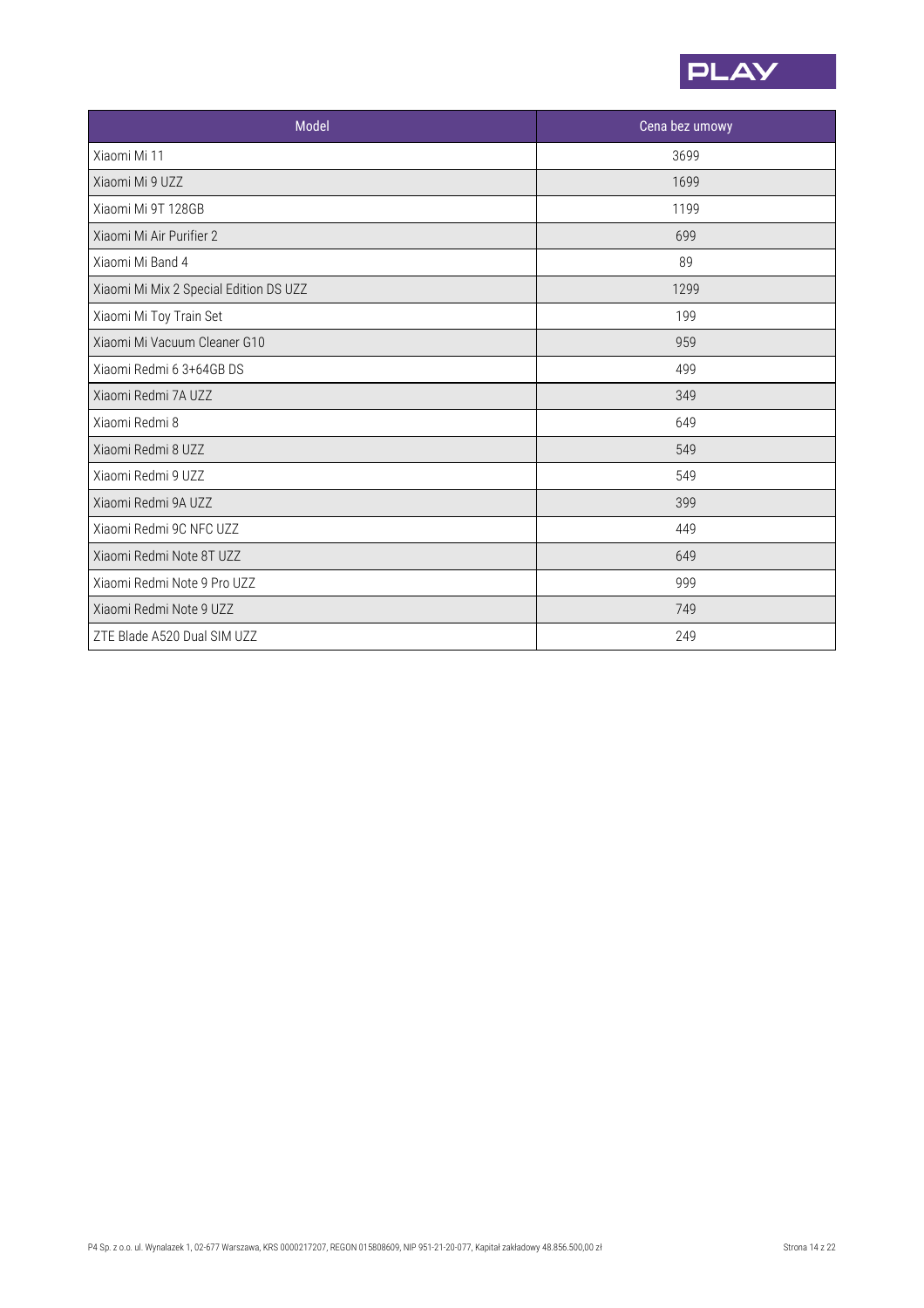| Model | Cena bez umowy |
| --- | --- |
| Xiaomi Mi 11 | 3699 |
| Xiaomi Mi 9 UZZ | 1699 |
| Xiaomi Mi 9T 128GB | 1199 |
| Xiaomi Mi Air Purifier 2 | 699 |
| Xiaomi Mi Band 4 | 89 |
| Xiaomi Mi Mix 2 Special Edition DS UZZ | 1299 |
| Xiaomi Mi Toy Train Set | 199 |
| Xiaomi Mi Vacuum Cleaner G10 | 959 |
| Xiaomi Redmi 6 3+64GB DS | 499 |
| Xiaomi Redmi 7A UZZ | 349 |
| Xiaomi Redmi 8 | 649 |
| Xiaomi Redmi 8 UZZ | 549 |
| Xiaomi Redmi 9 UZZ | 549 |
| Xiaomi Redmi 9A UZZ | 399 |
| Xiaomi Redmi 9C NFC UZZ | 449 |
| Xiaomi Redmi Note 8T UZZ | 649 |
| Xiaomi Redmi Note 9 Pro UZZ | 999 |
| Xiaomi Redmi Note 9 UZZ | 749 |
| ZTE Blade A520 Dual SIM UZZ | 249 |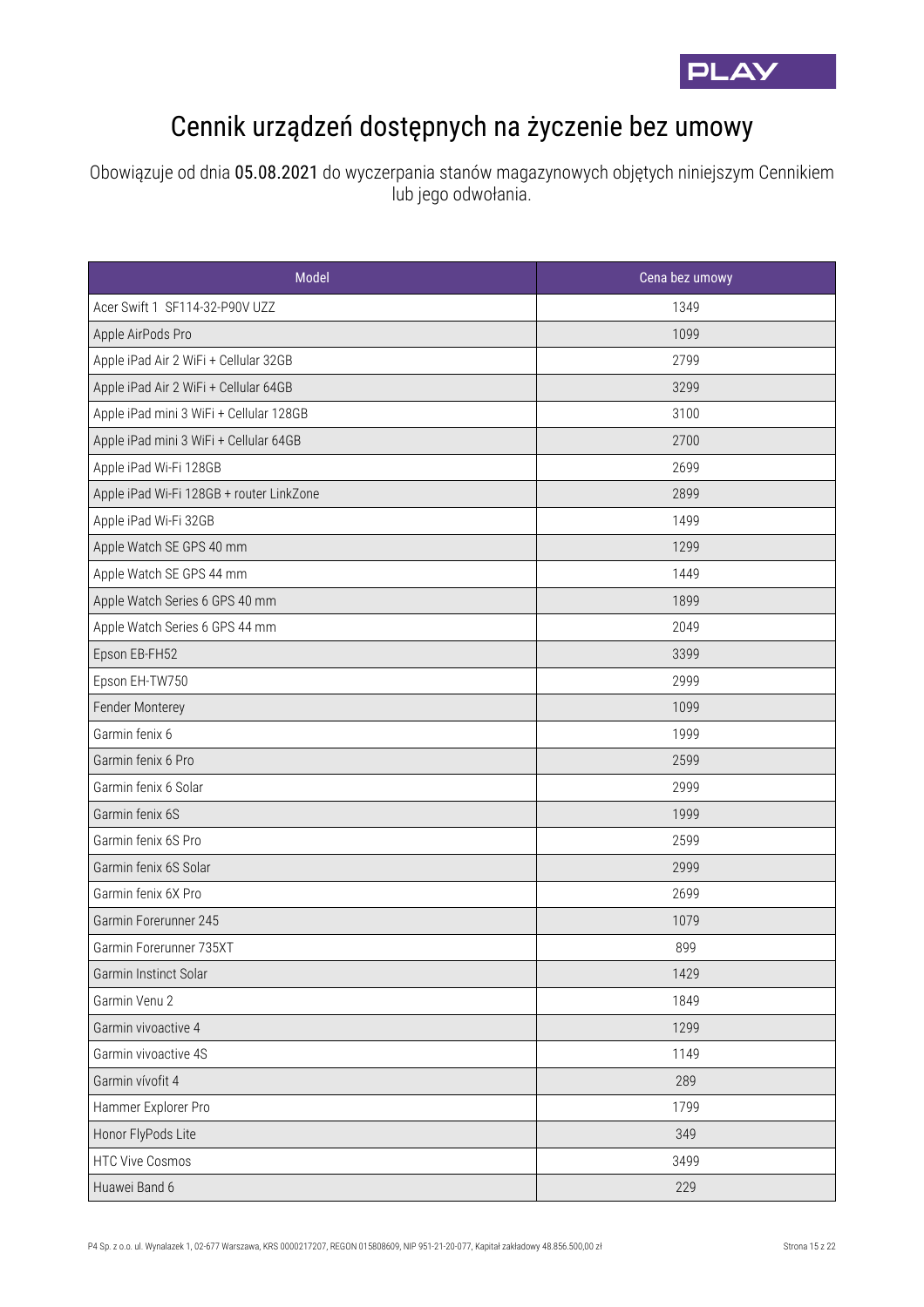# Cennik urządzeń dostępnych na życzenie bez umowy

Obowiązuje od dnia **05.08.2021** do wyczerpania stanów magazynowych objętych niniejszym Cennikiem lub jego odwołania.

| Model | Cena bez umowy |
|---|---|
| Acer Swift 1 SF114-32-P90V UZZ | 1349 |
| Apple AirPods Pro | 1099 |
| Apple iPad Air 2 WiFi + Cellular 32GB | 2799 |
| Apple iPad Air 2 WiFi + Cellular 64GB | 3299 |
| Apple iPad mini 3 WiFi + Cellular 128GB | 3100 |
| Apple iPad mini 3 WiFi + Cellular 64GB | 2700 |
| Apple iPad Wi-Fi 128GB | 2699 |
| Apple iPad Wi-Fi 128GB + router LinkZone | 2899 |
| Apple iPad Wi-Fi 32GB | 1499 |
| Apple Watch SE GPS 40 mm | 1299 |
| Apple Watch SE GPS 44 mm | 1449 |
| Apple Watch Series 6 GPS 40 mm | 1899 |
| Apple Watch Series 6 GPS 44 mm | 2049 |
| Epson EB-FH52 | 3399 |
| Epson EH-TW750 | 2999 |
| Fender Monterey | 1099 |
| Garmin fenix 6 | 1999 |
| Garmin fenix 6 Pro | 2599 |
| Garmin fenix 6 Solar | 2999 |
| Garmin fenix 6S | 1999 |
| Garmin fenix 6S Pro | 2599 |
| Garmin fenix 6S Solar | 2999 |
| Garmin fenix 6X Pro | 2699 |
| Garmin Forerunner 245 | 1079 |
| Garmin Forerunner 735XT | 899 |
| Garmin Instinct Solar | 1429 |
| Garmin Venu 2 | 1849 |
| Garmin vivoactive 4 | 1299 |
| Garmin vivoactive 4S | 1149 |
| Garmin vívofit 4 | 289 |
| Hammer Explorer Pro | 1799 |
| Honor FlyPods Lite | 349 |
| HTC Vive Cosmos | 3499 |
| Huawei Band 6 | 229 |

P4 Sp. z o.o. ul. Wynalazek 1, 02-677 Warszawa, KRS 0000217207, REGON 015808609, NIP 951-21-20-077, Kapitał zakładowy 48.856.500,00 zł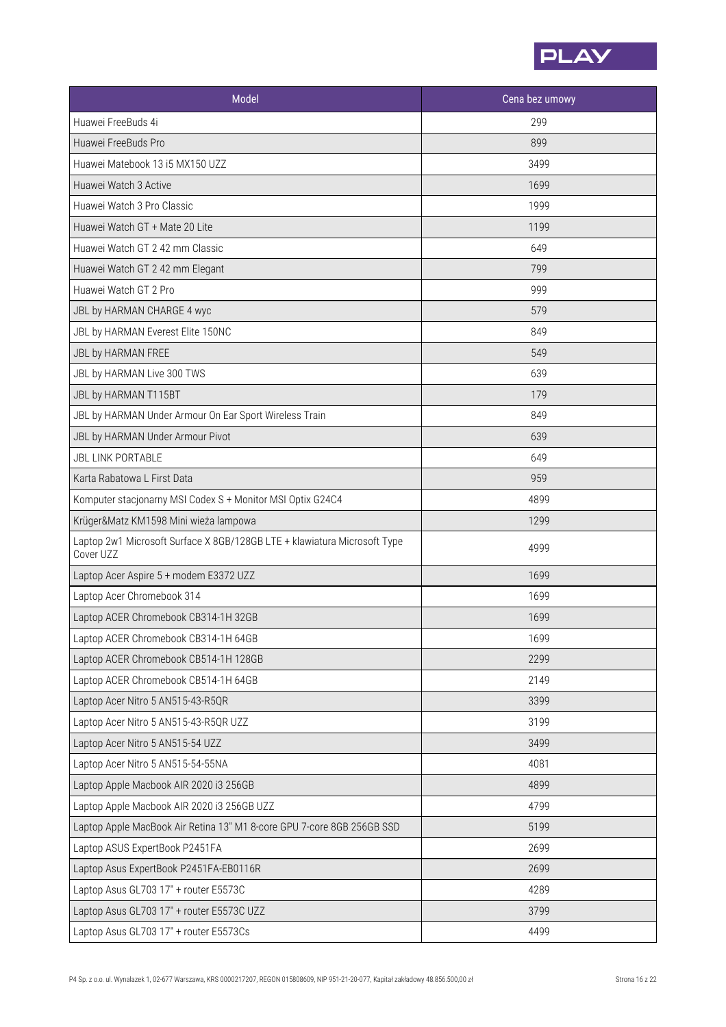| Model | Cena bez umowy |
| --- | --- |
| Huawei FreeBuds 4i | 299 |
| Huawei FreeBuds Pro | 899 |
| Huawei Matebook 13 i5 MX150 UZZ | 3499 |
| Huawei Watch 3 Active | 1699 |
| Huawei Watch 3 Pro Classic | 1999 |
| Huawei Watch GT + Mate 20 Lite | 1199 |
| Huawei Watch GT 2 42 mm Classic | 649 |
| Huawei Watch GT 2 42 mm Elegant | 799 |
| Huawei Watch GT 2 Pro | 999 |
| JBL by HARMAN CHARGE 4 wyc | 579 |
| JBL by HARMAN Everest Elite 150NC | 849 |
| JBL by HARMAN FREE | 549 |
| JBL by HARMAN Live 300 TWS | 639 |
| JBL by HARMAN T115BT | 179 |
| JBL by HARMAN Under Armour On Ear Sport Wireless Train | 849 |
| JBL by HARMAN Under Armour Pivot | 639 |
| JBL LINK PORTABLE | 649 |
| Karta Rabatowa L First Data | 959 |
| Komputer stacjonarny MSI Codex S + Monitor MSI Optix G24C4 | 4899 |
| Krüger&Matz KM1598 Mini wieża lampowa | 1299 |
| Laptop 2w1 Microsoft Surface X 8GB/128GB LTE + klawiatura Microsoft Type Cover UZZ | 4999 |
| Laptop Acer Aspire 5 + modem E3372 UZZ | 1699 |
| Laptop Acer Chromebook 314 | 1699 |
| Laptop ACER Chromebook CB314-1H 32GB | 1699 |
| Laptop ACER Chromebook CB314-1H 64GB | 1699 |
| Laptop ACER Chromebook CB514-1H 128GB | 2299 |
| Laptop ACER Chromebook CB514-1H 64GB | 2149 |
| Laptop Acer Nitro 5 AN515-43-R5QR | 3399 |
| Laptop Acer Nitro 5 AN515-43-R5QR UZZ | 3199 |
| Laptop Acer Nitro 5 AN515-54 UZZ | 3499 |
| Laptop Acer Nitro 5 AN515-54-55NA | 4081 |
| Laptop Apple Macbook AIR 2020 i3 256GB | 4899 |
| Laptop Apple Macbook AIR 2020 i3 256GB UZZ | 4799 |
| Laptop Apple MacBook Air Retina 13" M1 8-core GPU 7-core 8GB 256GB SSD | 5199 |
| Laptop ASUS ExpertBook P2451FA | 2699 |
| Laptop Asus ExpertBook P2451FA-EB0116R | 2699 |
| Laptop Asus GL703 17" + router E5573C | 4289 |
| Laptop Asus GL703 17" + router E5573C UZZ | 3799 |
| Laptop Asus GL703 17" + router E5573Cs | 4499 |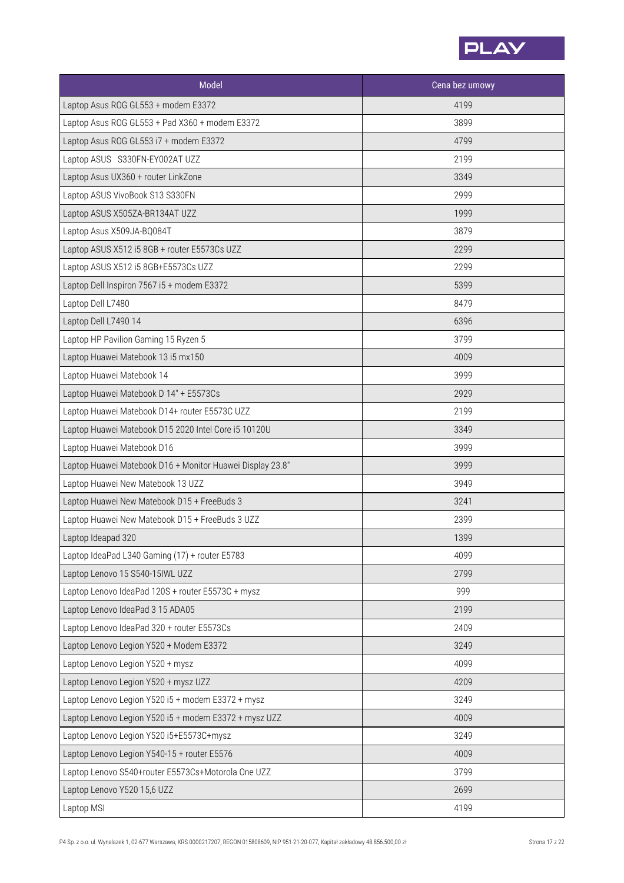| Model | Cena bez umowy |
| --- | --- |
| Laptop Asus ROG GL553 + modem E3372 | 4199 |
| Laptop Asus ROG GL553 + Pad X360 + modem E3372 | 3899 |
| Laptop Asus ROG GL553 i7 + modem E3372 | 4799 |
| Laptop ASUS  S330FN-EY002AT UZZ | 2199 |
| Laptop Asus UX360 + router LinkZone | 3349 |
| Laptop ASUS VivoBook S13 S330FN | 2999 |
| Laptop ASUS X505ZA-BR134AT UZZ | 1999 |
| Laptop Asus X509JA-BQ084T | 3879 |
| Laptop ASUS X512 i5 8GB + router E5573Cs UZZ | 2299 |
| Laptop ASUS X512 i5 8GB+E5573Cs UZZ | 2299 |
| Laptop Dell Inspiron 7567 i5 + modem E3372 | 5399 |
| Laptop Dell L7480 | 8479 |
| Laptop Dell L7490 14 | 6396 |
| Laptop HP Pavilion Gaming 15 Ryzen 5 | 3799 |
| Laptop Huawei Matebook 13 i5 mx150 | 4009 |
| Laptop Huawei Matebook 14 | 3999 |
| Laptop Huawei Matebook D 14" + E5573Cs | 2929 |
| Laptop Huawei Matebook D14+ router E5573C UZZ | 2199 |
| Laptop Huawei Matebook D15 2020 Intel Core i5 10120U | 3349 |
| Laptop Huawei Matebook D16 | 3999 |
| Laptop Huawei Matebook D16 + Monitor Huawei Display 23.8" | 3999 |
| Laptop Huawei New Matebook 13 UZZ | 3949 |
| Laptop Huawei New Matebook D15 + FreeBuds 3 | 3241 |
| Laptop Huawei New Matebook D15 + FreeBuds 3 UZZ | 2399 |
| Laptop Ideapad 320 | 1399 |
| Laptop IdeaPad L340 Gaming (17) + router E5783 | 4099 |
| Laptop Lenovo 15 S540-15IWL UZZ | 2799 |
| Laptop Lenovo IdeaPad 120S + router E5573C + mysz | 999 |
| Laptop Lenovo IdeaPad 3 15 ADA05 | 2199 |
| Laptop Lenovo IdeaPad 320 + router E5573Cs | 2409 |
| Laptop Lenovo Legion Y520 + Modem E3372 | 3249 |
| Laptop Lenovo Legion Y520 + mysz | 4099 |
| Laptop Lenovo Legion Y520 + mysz UZZ | 4209 |
| Laptop Lenovo Legion Y520 i5 + modem E3372 + mysz | 3249 |
| Laptop Lenovo Legion Y520 i5 + modem E3372 + mysz UZZ | 4009 |
| Laptop Lenovo Legion Y520 i5+E5573C+mysz | 3249 |
| Laptop Lenovo Legion Y540-15 + router E5576 | 4009 |
| Laptop Lenovo S540+router E5573Cs+Motorola One UZZ | 3799 |
| Laptop Lenovo Y520 15,6 UZZ | 2699 |
| Laptop MSI | 4199 |

P4 Sp. z o.o. ul. Wynalazek 1, 02-677 Warszawa, KRS 0000217207, REGON 015808609, NIP 951-21-20-077, Kapitał zakładowy 48.856.500,00 zł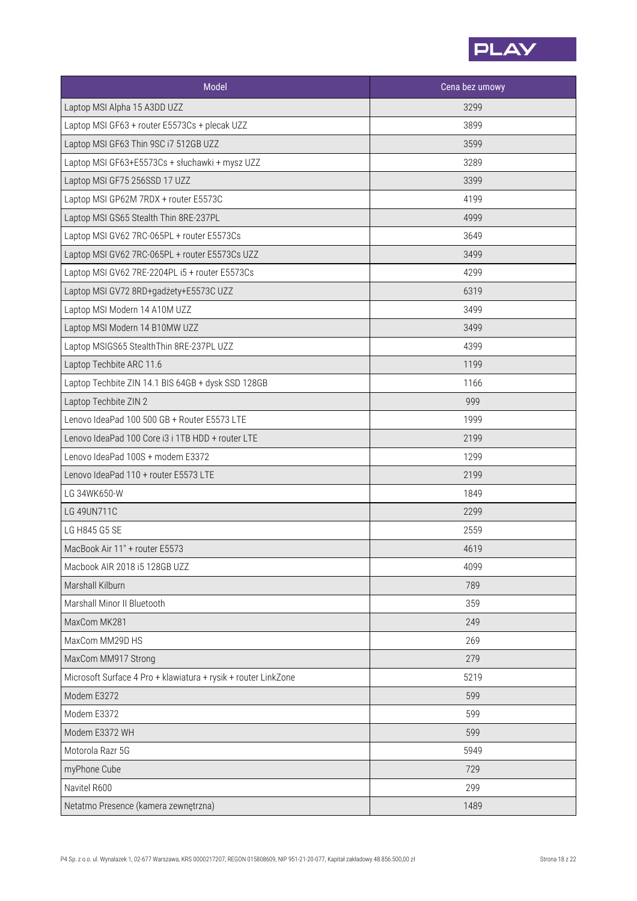| Model | Cena bez umowy |
| --- | --- |
| Laptop MSI Alpha 15 A3DD UZZ | 3299 |
| Laptop MSI GF63 + router E5573Cs + plecak UZZ | 3899 |
| Laptop MSI GF63 Thin 9SC i7 512GB UZZ | 3599 |
| Laptop MSI GF63+E5573Cs + słuchawki + mysz UZZ | 3289 |
| Laptop MSI GF75 256SSD 17 UZZ | 3399 |
| Laptop MSI GP62M 7RDX + router E5573C | 4199 |
| Laptop MSI GS65 Stealth Thin 8RE-237PL | 4999 |
| Laptop MSI GV62 7RC-065PL + router E5573Cs | 3649 |
| Laptop MSI GV62 7RC-065PL + router E5573Cs UZZ | 3499 |
| Laptop MSI GV62 7RE-2204PL i5 + router E5573Cs | 4299 |
| Laptop MSI GV72 8RD+gadżety+E5573C UZZ | 6319 |
| Laptop MSI Modern 14 A10M UZZ | 3499 |
| Laptop MSI Modern 14 B10MW UZZ | 3499 |
| Laptop MSIGS65 StealthThin 8RE-237PL UZZ | 4399 |
| Laptop Techbite ARC 11.6 | 1199 |
| Laptop Techbite ZIN 14.1 BIS 64GB + dysk SSD 128GB | 1166 |
| Laptop Techbite ZIN 2 | 999 |
| Lenovo IdeaPad 100 500 GB + Router E5573 LTE | 1999 |
| Lenovo IdeaPad 100 Core i3 i 1TB HDD + router LTE | 2199 |
| Lenovo IdeaPad 100S + modem E3372 | 1299 |
| Lenovo IdeaPad 110 + router E5573 LTE | 2199 |
| LG 34WK650-W | 1849 |
| LG 49UN711C | 2299 |
| LG H845 G5 SE | 2559 |
| MacBook Air 11" + router E5573 | 4619 |
| Macbook AIR 2018 i5 128GB UZZ | 4099 |
| Marshall Kilburn | 789 |
| Marshall Minor II Bluetooth | 359 |
| MaxCom MK281 | 249 |
| MaxCom MM29D HS | 269 |
| MaxCom MM917 Strong | 279 |
| Microsoft Surface 4 Pro + klawiatura + rysik + router LinkZone | 5219 |
| Modem E3272 | 599 |
| Modem E3372 | 599 |
| Modem E3372 WH | 599 |
| Motorola Razr 5G | 5949 |
| myPhone Cube | 729 |
| Navitel R600 | 299 |
| Netatmo Presence (kamera zewnętrzna) | 1489 |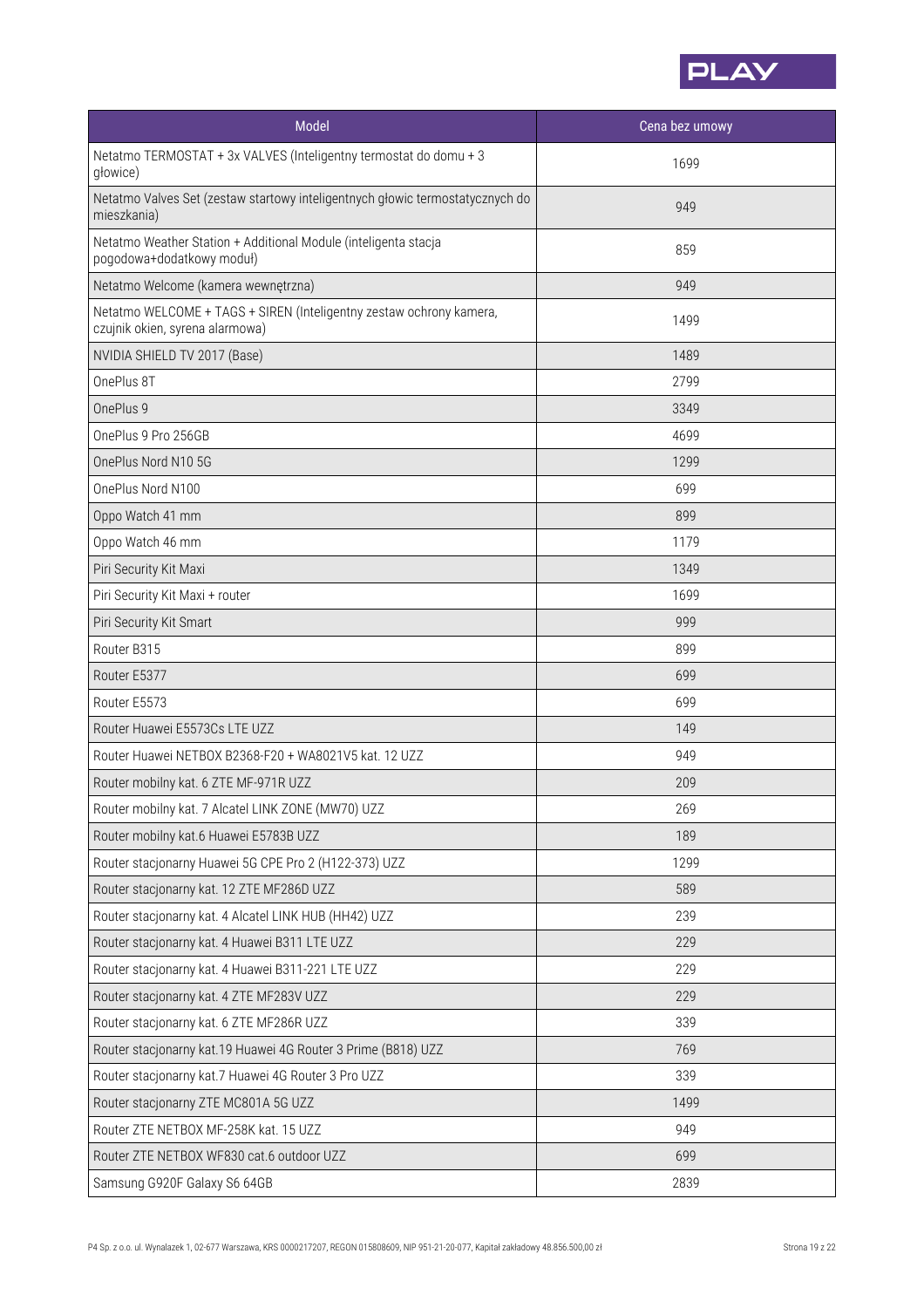| Model | Cena bez umowy |
|---|---|
| Netatmo TERMOSTAT + 3x VALVES (Inteligentny termostat do domu + 3 głowice) | 1699 |
| Netatmo Valves Set (zestaw startowy inteligentnych głowic termostatycznych do mieszkania) | 949 |
| Netatmo Weather Station + Additional Module (inteligenta stacja pogodowa+dodatkowy moduł) | 859 |
| Netatmo Welcome (kamera wewnętrzna) | 949 |
| Netatmo WELCOME + TAGS + SIREN (Inteligentny zestaw ochrony kamera, czujnik okien, syrena alarmowa) | 1499 |
| NVIDIA SHIELD TV 2017 (Base) | 1489 |
| OnePlus 8T | 2799 |
| OnePlus 9 | 3349 |
| OnePlus 9 Pro 256GB | 4699 |
| OnePlus Nord N10 5G | 1299 |
| OnePlus Nord N100 | 699 |
| Oppo Watch 41 mm | 899 |
| Oppo Watch 46 mm | 1179 |
| Piri Security Kit Maxi | 1349 |
| Piri Security Kit Maxi + router | 1699 |
| Piri Security Kit Smart | 999 |
| Router B315 | 899 |
| Router E5377 | 699 |
| Router E5573 | 699 |
| Router Huawei E5573Cs LTE UZZ | 149 |
| Router Huawei NETBOX B2368-F20 + WA8021V5 kat. 12 UZZ | 949 |
| Router mobilny kat. 6 ZTE MF-971R UZZ | 209 |
| Router mobilny kat. 7 Alcatel LINK ZONE (MW70) UZZ | 269 |
| Router mobilny kat.6 Huawei E5783B UZZ | 189 |
| Router stacjonarny Huawei 5G CPE Pro 2 (H122-373) UZZ | 1299 |
| Router stacjonarny kat. 12 ZTE MF286D UZZ | 589 |
| Router stacjonarny kat. 4 Alcatel LINK HUB (HH42) UZZ | 239 |
| Router stacjonarny kat. 4 Huawei B311 LTE UZZ | 229 |
| Router stacjonarny kat. 4 Huawei B311-221 LTE UZZ | 229 |
| Router stacjonarny kat. 4 ZTE MF283V UZZ | 229 |
| Router stacjonarny kat. 6 ZTE MF286R UZZ | 339 |
| Router stacjonarny kat.19 Huawei 4G Router 3 Prime (B818) UZZ | 769 |
| Router stacjonarny kat.7 Huawei 4G Router 3 Pro UZZ | 339 |
| Router stacjonarny ZTE MC801A 5G UZZ | 1499 |
| Router ZTE NETBOX MF-258K kat. 15 UZZ | 949 |
| Router ZTE NETBOX WF830 cat.6 outdoor UZZ | 699 |
| Samsung G920F Galaxy S6 64GB | 2839 |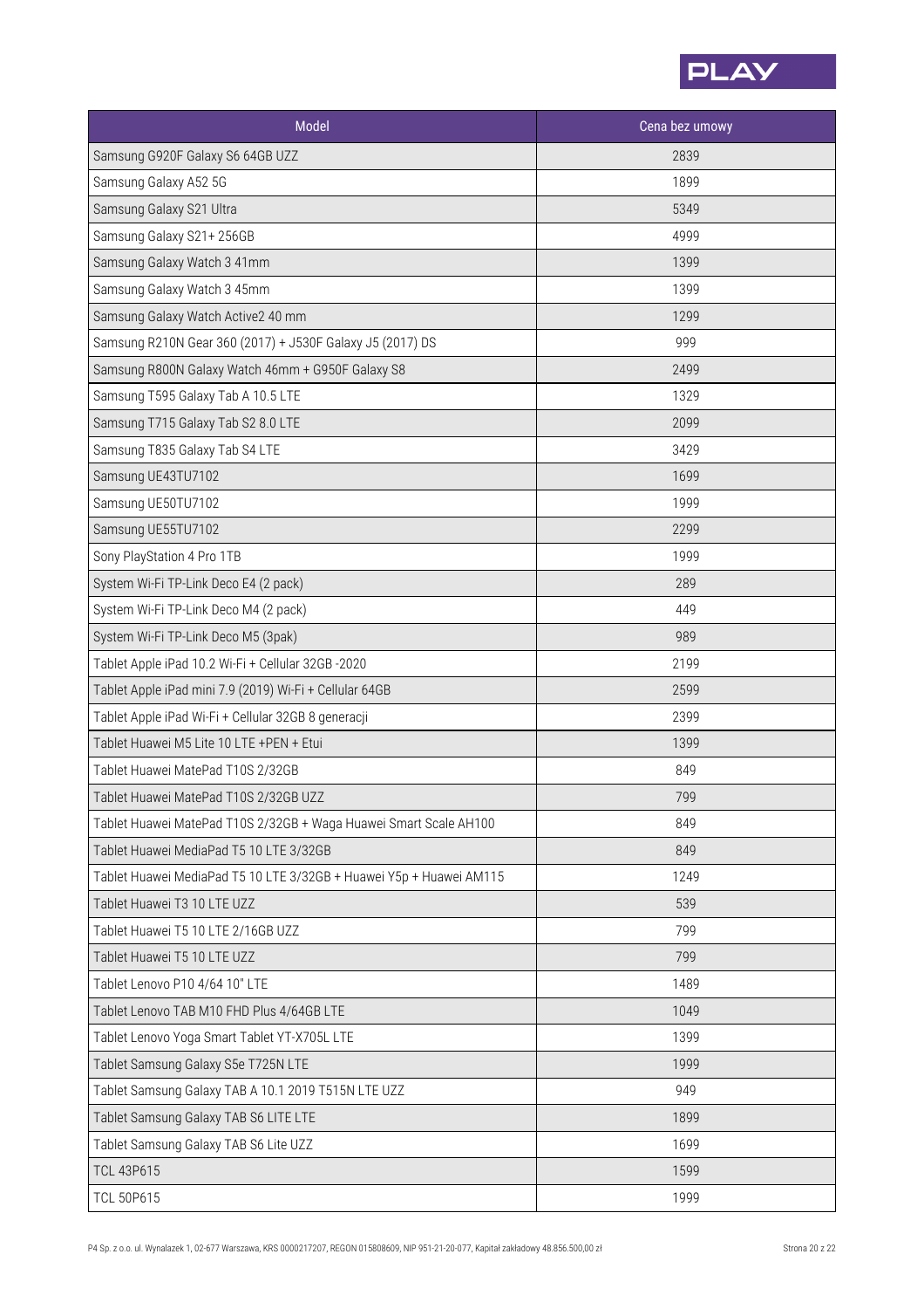| Model | Cena bez umowy |
| --- | --- |
| Samsung G920F Galaxy S6 64GB UZZ | 2839 |
| Samsung Galaxy A52 5G | 1899 |
| Samsung Galaxy S21 Ultra | 5349 |
| Samsung Galaxy S21+ 256GB | 4999 |
| Samsung Galaxy Watch 3 41mm | 1399 |
| Samsung Galaxy Watch 3 45mm | 1399 |
| Samsung Galaxy Watch Active2 40 mm | 1299 |
| Samsung R210N Gear 360 (2017) + J530F Galaxy J5 (2017) DS | 999 |
| Samsung R800N Galaxy Watch 46mm + G950F Galaxy S8 | 2499 |
| Samsung T595 Galaxy Tab A 10.5 LTE | 1329 |
| Samsung T715 Galaxy Tab S2 8.0 LTE | 2099 |
| Samsung T835 Galaxy Tab S4 LTE | 3429 |
| Samsung UE43TU7102 | 1699 |
| Samsung UE50TU7102 | 1999 |
| Samsung UE55TU7102 | 2299 |
| Sony PlayStation 4 Pro 1TB | 1999 |
| System Wi-Fi TP-Link Deco E4 (2 pack) | 289 |
| System Wi-Fi TP-Link Deco M4 (2 pack) | 449 |
| System Wi-Fi TP-Link Deco M5 (3pak) | 989 |
| Tablet Apple iPad 10.2 Wi-Fi + Cellular 32GB -2020 | 2199 |
| Tablet Apple iPad mini 7.9 (2019) Wi-Fi + Cellular 64GB | 2599 |
| Tablet Apple iPad Wi-Fi + Cellular 32GB 8 generacji | 2399 |
| Tablet Huawei M5 Lite 10 LTE +PEN + Etui | 1399 |
| Tablet Huawei MatePad T10S 2/32GB | 849 |
| Tablet Huawei MatePad T10S 2/32GB UZZ | 799 |
| Tablet Huawei MatePad T10S 2/32GB + Waga Huawei Smart Scale AH100 | 849 |
| Tablet Huawei MediaPad T5 10 LTE 3/32GB | 849 |
| Tablet Huawei MediaPad T5 10 LTE 3/32GB + Huawei Y5p + Huawei AM115 | 1249 |
| Tablet Huawei T3 10 LTE UZZ | 539 |
| Tablet Huawei T5 10 LTE 2/16GB UZZ | 799 |
| Tablet Huawei T5 10 LTE UZZ | 799 |
| Tablet Lenovo P10 4/64 10" LTE | 1489 |
| Tablet Lenovo TAB M10 FHD Plus 4/64GB LTE | 1049 |
| Tablet Lenovo Yoga Smart Tablet YT-X705L LTE | 1399 |
| Tablet Samsung Galaxy S5e T725N LTE | 1999 |
| Tablet Samsung Galaxy TAB A 10.1 2019 T515N LTE UZZ | 949 |
| Tablet Samsung Galaxy TAB S6 LITE LTE | 1899 |
| Tablet Samsung Galaxy TAB S6 Lite UZZ | 1699 |
| TCL 43P615 | 1599 |
| TCL 50P615 | 1999 |

P4 Sp. z o.o. ul. Wynalazek 1, 02-677 Warszawa, KRS 0000217207, REGON 015808609, NIP 951-21-20-077, Kapitał zakładowy 48.856.500,00 zł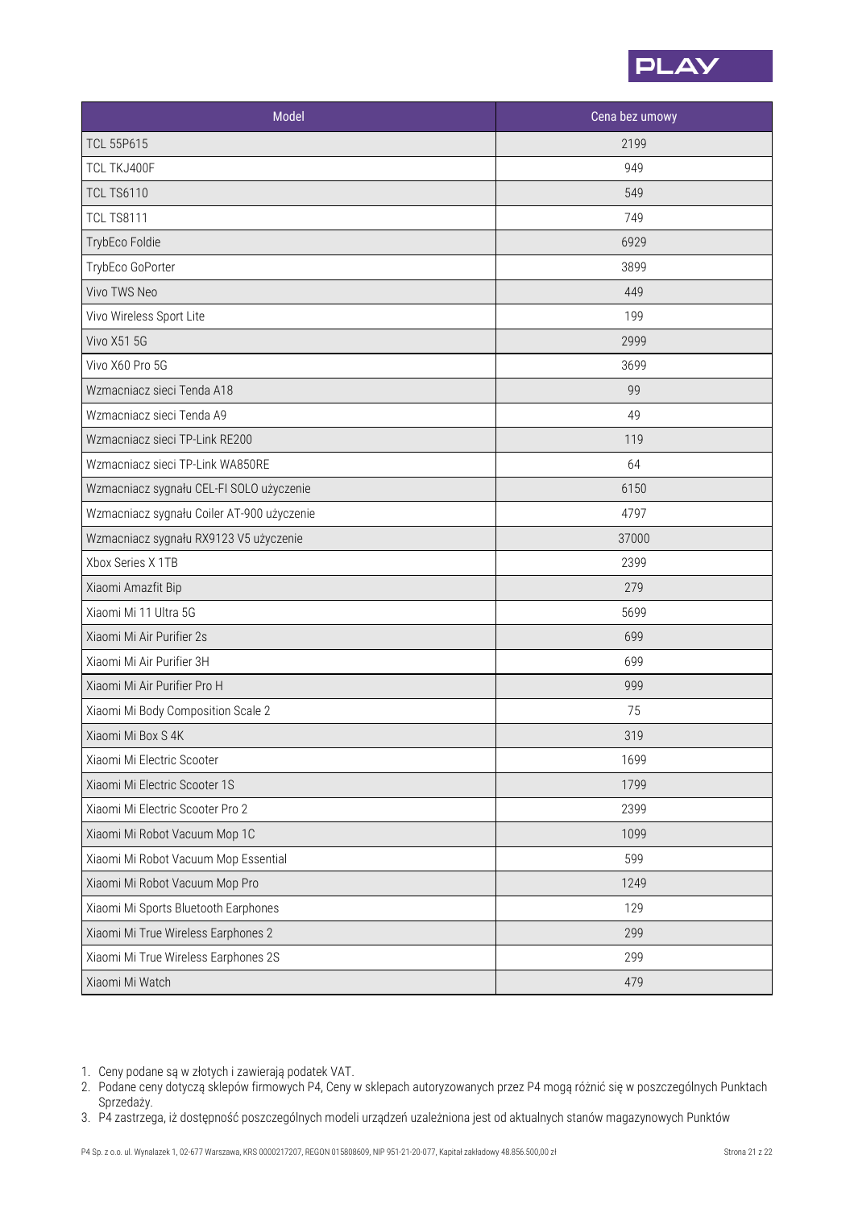| Model | Cena bez umowy |
| --- | --- |
| TCL 55P615 | 2199 |
| TCL TKJ400F | 949 |
| TCL TS6110 | 549 |
| TCL TS8111 | 749 |
| TrybEco Foldie | 6929 |
| TrybEco GoPorter | 3899 |
| Vivo TWS Neo | 449 |
| Vivo Wireless Sport Lite | 199 |
| Vivo X51 5G | 2999 |
| Vivo X60 Pro 5G | 3699 |
| Wzmacniacz sieci Tenda A18 | 99 |
| Wzmacniacz sieci Tenda A9 | 49 |
| Wzmacniacz sieci TP-Link RE200 | 119 |
| Wzmacniacz sieci TP-Link WA850RE | 64 |
| Wzmacniacz sygnału CEL-FI SOLO użyczenie | 6150 |
| Wzmacniacz sygnału Coiler AT-900 użyczenie | 4797 |
| Wzmacniacz sygnału RX9123 V5 użyczenie | 37000 |
| Xbox Series X 1TB | 2399 |
| Xiaomi Amazfit Bip | 279 |
| Xiaomi Mi 11 Ultra 5G | 5699 |
| Xiaomi Mi Air Purifier 2s | 699 |
| Xiaomi Mi Air Purifier 3H | 699 |
| Xiaomi Mi Air Purifier Pro H | 999 |
| Xiaomi Mi Body Composition Scale 2 | 75 |
| Xiaomi Mi Box S 4K | 319 |
| Xiaomi Mi Electric Scooter | 1699 |
| Xiaomi Mi Electric Scooter 1S | 1799 |
| Xiaomi Mi Electric Scooter Pro 2 | 2399 |
| Xiaomi Mi Robot Vacuum Mop 1C | 1099 |
| Xiaomi Mi Robot Vacuum Mop Essential | 599 |
| Xiaomi Mi Robot Vacuum Mop Pro | 1249 |
| Xiaomi Mi Sports Bluetooth Earphones | 129 |
| Xiaomi Mi True Wireless Earphones 2 | 299 |
| Xiaomi Mi True Wireless Earphones 2S | 299 |
| Xiaomi Mi Watch | 479 |

1. Ceny podane są w złotych i zawierają podatek VAT.
2. Podane ceny dotyczą sklepów firmowych P4, Ceny w sklepach autoryzowanych przez P4 mogą różnić się w poszczególnych Punktach Sprzedaży.
3. P4 zastrzega, iż dostępność poszczególnych modeli urządzeń uzależniona jest od aktualnych stanów magazynowych Punktów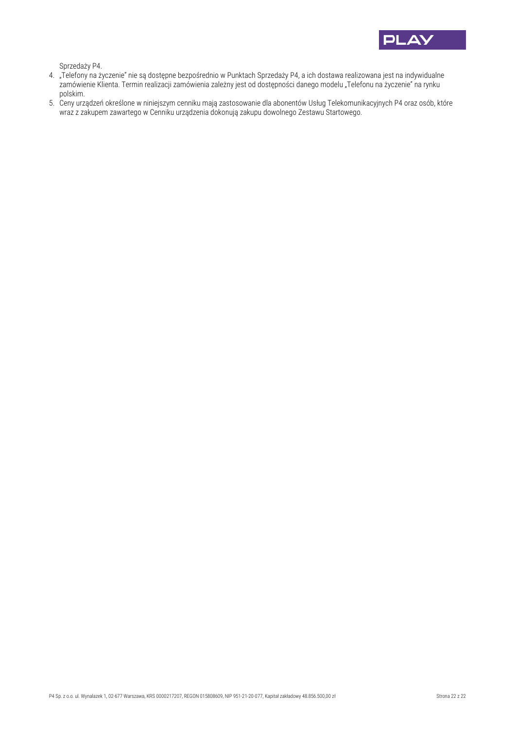Sprzedaży P4.

4. „Telefony na życzenie" nie są dostępne bezpośrednio w Punktach Sprzedaży P4, a ich dostawa realizowana jest na indywidualne zamówienie Klienta. Termin realizacji zamówienia zależny jest od dostępności danego modelu „Telefonu na życzenie" na rynku polskim.
5. Ceny urządzeń określone w niniejszym cenniku mają zastosowanie dla abonentów Usług Telekomunikacyjnych P4 oraz osób, które wraz z zakupem zawartego w Cenniku urządzenia dokonują zakupu dowolnego Zestawu Startowego.